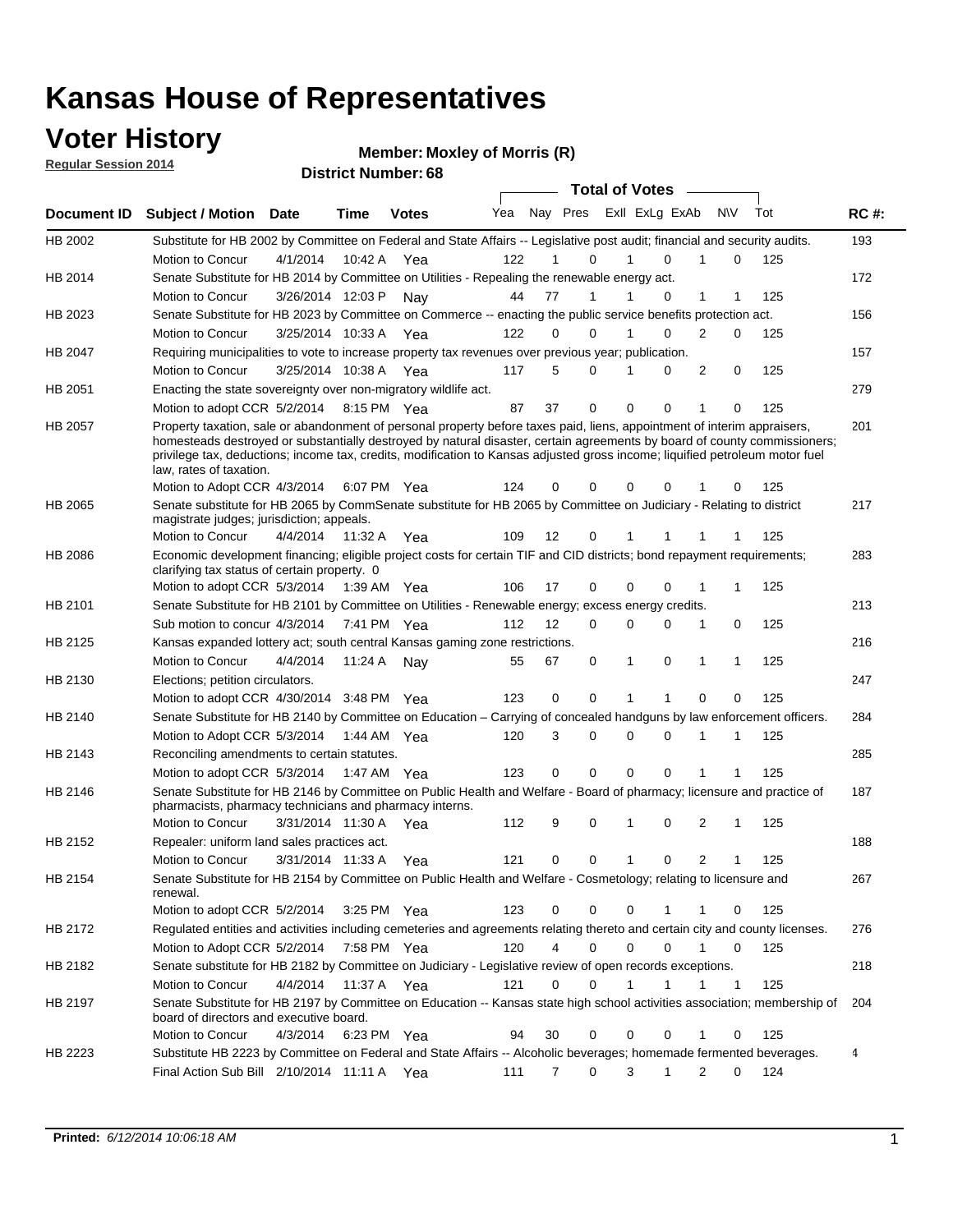# Kansas House of Representatives

## Voter History

**Regular Session 2014**

**Member: Moxley of Morris (R)**

**District Number: 68**

| Document ID | Subject / Motion | Date | Time | Votes | Yea | Nay | Pres | ExII | ExLg | ExAb | N\V | Tot | RC #: |
|---|---|---|---|---|---|---|---|---|---|---|---|---|---|
| HB 2002 | Substitute for HB 2002 by Committee on Federal and State Affairs -- Legislative post audit; financial and security audits. | | | | | | | | | | | | 193 |
| | Motion to Concur | 4/1/2014 | 10:42 A | Yea | 122 | 1 | 0 | 1 | 0 | 1 | 0 | 125 | |
| HB 2014 | Senate Substitute for HB 2014 by Committee on Utilities - Repealing the renewable energy act. | | | | | | | | | | | | 172 |
| | Motion to Concur | 3/26/2014 | 12:03 P | Nay | 44 | 77 | 1 | 1 | 0 | 1 | 1 | 125 | |
| HB 2023 | Senate Substitute for HB 2023 by Committee on Commerce -- enacting the public service benefits protection act. | | | | | | | | | | | | 156 |
| | Motion to Concur | 3/25/2014 | 10:33 A | Yea | 122 | 0 | 0 | 1 | 0 | 2 | 0 | 125 | |
| HB 2047 | Requiring municipalities to vote to increase property tax revenues over previous year; publication. | | | | | | | | | | | | 157 |
| | Motion to Concur | 3/25/2014 | 10:38 A | Yea | 117 | 5 | 0 | 1 | 0 | 2 | 0 | 125 | |
| HB 2051 | Enacting the state sovereignty over non-migratory wildlife act. | | | | | | | | | | | | 279 |
| | Motion to adopt CCR | 5/2/2014 | 8:15 PM | Yea | 87 | 37 | 0 | 0 | 0 | 1 | 0 | 125 | |
| HB 2057 | Property taxation, sale or abandonment of personal property before taxes paid, liens, appointment of interim appraisers, homesteads destroyed or substantially destroyed by natural disaster, certain agreements by board of county commissioners; privilege tax, deductions; income tax, credits, modification to Kansas adjusted gross income; liquified petroleum motor fuel law, rates of taxation. | | | | | | | | | | | | 201 |
| | Motion to Adopt CCR | 4/3/2014 | 6:07 PM | Yea | 124 | 0 | 0 | 0 | 0 | 1 | 0 | 125 | |
| HB 2065 | Senate substitute for HB 2065 by CommSenate substitute for HB 2065 by Committee on Judiciary - Relating to district magistrate judges; jurisdiction; appeals. | | | | | | | | | | | | 217 |
| | Motion to Concur | 4/4/2014 | 11:32 A | Yea | 109 | 12 | 0 | 1 | 1 | 1 | 1 | 125 | |
| HB 2086 | Economic development financing; eligible project costs for certain TIF and CID districts; bond repayment requirements; clarifying tax status of certain property. 0 | | | | | | | | | | | | 283 |
| | Motion to adopt CCR | 5/3/2014 | 1:39 AM | Yea | 106 | 17 | 0 | 0 | 0 | 1 | 1 | 125 | |
| HB 2101 | Senate Substitute for HB 2101 by Committee on Utilities - Renewable energy; excess energy credits. | | | | | | | | | | | | 213 |
| | Sub motion to concur | 4/3/2014 | 7:41 PM | Yea | 112 | 12 | 0 | 0 | 0 | 1 | 0 | 125 | |
| HB 2125 | Kansas expanded lottery act; south central Kansas gaming zone restrictions. | | | | | | | | | | | | 216 |
| | Motion to Concur | 4/4/2014 | 11:24 A | Nay | 55 | 67 | 0 | 1 | 0 | 1 | 1 | 125 | |
| HB 2130 | Elections; petition circulators. | | | | | | | | | | | | 247 |
| | Motion to adopt CCR | 4/30/2014 | 3:48 PM | Yea | 123 | 0 | 0 | 1 | 1 | 0 | 0 | 125 | |
| HB 2140 | Senate Substitute for HB 2140 by Committee on Education – Carrying of concealed handguns by law enforcement officers. | | | | | | | | | | | | 284 |
| | Motion to Adopt CCR | 5/3/2014 | 1:44 AM | Yea | 120 | 3 | 0 | 0 | 0 | 1 | 1 | 125 | |
| HB 2143 | Reconciling amendments to certain statutes. | | | | | | | | | | | | 285 |
| | Motion to adopt CCR | 5/3/2014 | 1:47 AM | Yea | 123 | 0 | 0 | 0 | 0 | 1 | 1 | 125 | |
| HB 2146 | Senate Substitute for HB 2146 by Committee on Public Health and Welfare - Board of pharmacy; licensure and practice of pharmacists, pharmacy technicians and pharmacy interns. | | | | | | | | | | | | 187 |
| | Motion to Concur | 3/31/2014 | 11:30 A | Yea | 112 | 9 | 0 | 1 | 0 | 2 | 1 | 125 | |
| HB 2152 | Repealer: uniform land sales practices act. | | | | | | | | | | | | 188 |
| | Motion to Concur | 3/31/2014 | 11:33 A | Yea | 121 | 0 | 0 | 1 | 0 | 2 | 1 | 125 | |
| HB 2154 | Senate Substitute for HB 2154 by Committee on Public Health and Welfare - Cosmetology; relating to licensure and renewal. | | | | | | | | | | | | 267 |
| | Motion to adopt CCR | 5/2/2014 | 3:25 PM | Yea | 123 | 0 | 0 | 0 | 1 | 1 | 0 | 125 | |
| HB 2172 | Regulated entities and activities including cemeteries and agreements relating thereto and certain city and county licenses. | | | | | | | | | | | | 276 |
| | Motion to Adopt CCR | 5/2/2014 | 7:58 PM | Yea | 120 | 4 | 0 | 0 | 0 | 1 | 0 | 125 | |
| HB 2182 | Senate substitute for HB 2182 by Committee on Judiciary - Legislative review of open records exceptions. | | | | | | | | | | | | 218 |
| | Motion to Concur | 4/4/2014 | 11:37 A | Yea | 121 | 0 | 0 | 1 | 1 | 1 | 1 | 125 | |
| HB 2197 | Senate Substitute for HB 2197 by Committee on Education -- Kansas state high school activities association; membership of board of directors and executive board. | | | | | | | | | | | | 204 |
| | Motion to Concur | 4/3/2014 | 6:23 PM | Yea | 94 | 30 | 0 | 0 | 0 | 1 | 0 | 125 | |
| HB 2223 | Substitute HB 2223 by Committee on Federal and State Affairs -- Alcoholic beverages; homemade fermented beverages. | | | | | | | | | | | | 4 |
| | Final Action Sub Bill | 2/10/2014 | 11:11 A | Yea | 111 | 7 | 0 | 3 | 1 | 2 | 0 | 124 | |

**Printed:** *6/12/2014 10:06:18 AM*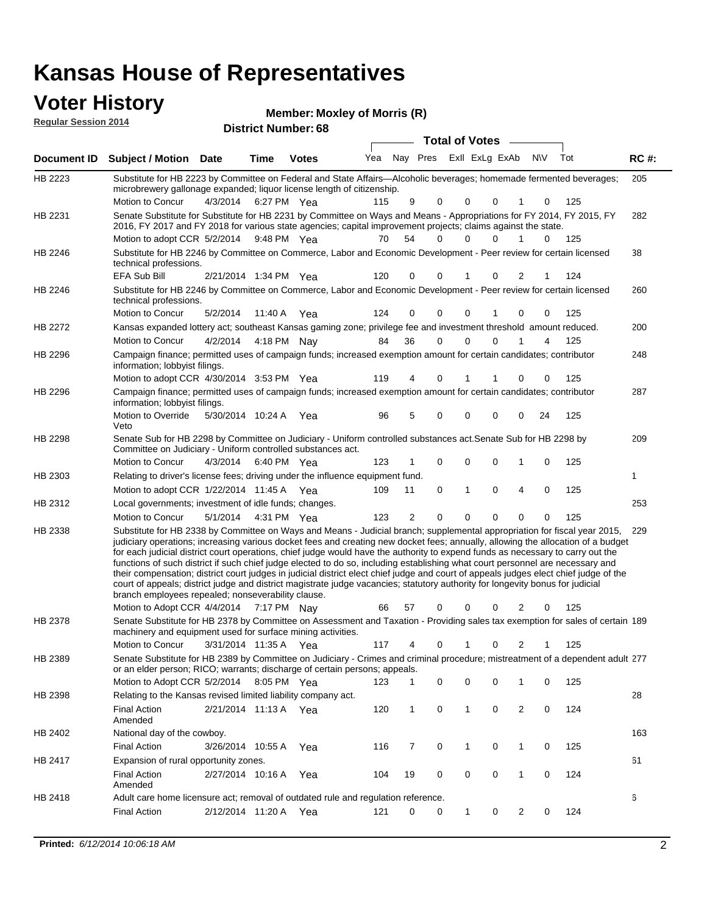# Kansas House of Representatives

## Voter History

**Regular Session 2014**

**Member: Moxley of Morris (R)**

**District Number: 68**

| Document ID | Subject / Motion | Date | Time | Votes | Yea | Nay | Pres | ExII | ExLg | ExAb | N\V | Tot | RC #: |
|---|---|---|---|---|---|---|---|---|---|---|---|---|---|
| HB 2223 | Substitute for HB 2223 by Committee on Federal and State Affairs—Alcoholic beverages; homemade fermented beverages; microbrewery gallonage expanded; liquor license length of citizenship. | | | | | | | | | | | | 205 |
| | Motion to Concur | 4/3/2014 | 6:27 PM | Yea | 115 | 9 | 0 | 0 | 0 | 1 | 0 | 125 | |
| HB 2231 | Senate Substitute for Substitute for HB 2231 by Committee on Ways and Means - Appropriations for FY 2014, FY 2015, FY 2016, FY 2017 and FY 2018 for various state agencies; capital improvement projects; claims against the state. | | | | | | | | | | | | 282 |
| | Motion to adopt CCR | 5/2/2014 | 9:48 PM | Yea | 70 | 54 | 0 | 0 | 0 | 1 | 0 | 125 | |
| HB 2246 | Substitute for HB 2246 by Committee on Commerce, Labor and Economic Development - Peer review for certain licensed technical professions. | | | | | | | | | | | | 38 |
| | EFA Sub Bill | 2/21/2014 | 1:34 PM | Yea | 120 | 0 | 0 | 1 | 0 | 2 | 1 | 124 | |
| HB 2246 | Substitute for HB 2246 by Committee on Commerce, Labor and Economic Development - Peer review for certain licensed technical professions. | | | | | | | | | | | | 260 |
| | Motion to Concur | 5/2/2014 | 11:40 A | Yea | 124 | 0 | 0 | 0 | 1 | 0 | 0 | 125 | |
| HB 2272 | Kansas expanded lottery act; southeast Kansas gaming zone; privilege fee and investment threshold amount reduced. | | | | | | | | | | | | 200 |
| | Motion to Concur | 4/2/2014 | 4:18 PM | Nay | 84 | 36 | 0 | 0 | 0 | 1 | 4 | 125 | |
| HB 2296 | Campaign finance; permitted uses of campaign funds; increased exemption amount for certain candidates; contributor information; lobbyist filings. | | | | | | | | | | | | 248 |
| | Motion to adopt CCR | 4/30/2014 | 3:53 PM | Yea | 119 | 4 | 0 | 1 | 1 | 0 | 0 | 125 | |
| HB 2296 | Campaign finance; permitted uses of campaign funds; increased exemption amount for certain candidates; contributor information; lobbyist filings. | | | | | | | | | | | | 287 |
| | Motion to Override Veto | 5/30/2014 | 10:24 A | Yea | 96 | 5 | 0 | 0 | 0 | 0 | 24 | 125 | |
| HB 2298 | Senate Sub for HB 2298 by Committee on Judiciary - Uniform controlled substances act.Senate Sub for HB 2298 by Committee on Judiciary - Uniform controlled substances act. | | | | | | | | | | | | 209 |
| | Motion to Concur | 4/3/2014 | 6:40 PM | Yea | 123 | 1 | 0 | 0 | 0 | 1 | 0 | 125 | |
| HB 2303 | Relating to driver's license fees; driving under the influence equipment fund. | | | | | | | | | | | | 1 |
| | Motion to adopt CCR | 1/22/2014 | 11:45 A | Yea | 109 | 11 | 0 | 1 | 0 | 4 | 0 | 125 | |
| HB 2312 | Local governments; investment of idle funds; changes. | | | | | | | | | | | | 253 |
| | Motion to Concur | 5/1/2014 | 4:31 PM | Yea | 123 | 2 | 0 | 0 | 0 | 0 | 0 | 125 | |
| HB 2338 | Substitute for HB 2338 by Committee on Ways and Means - Judicial branch; supplemental appropriation for fiscal year 2015, judiciary operations; increasing various docket fees and creating new docket fees; annually, allowing the allocation of a budget for each judicial district court operations, chief judge would have the authority to expend funds as necessary to carry out the functions of such district if such chief judge elected to do so, including establishing what court personnel are necessary and their compensation; district court judges in judicial district elect chief judge and court of appeals judges elect chief judge of the court of appeals; district judge and district magistrate judge vacancies; statutory authority for longevity bonus for judicial branch employees repealed; nonseverability clause. | | | | | | | | | | | | 229 |
| | Motion to Adopt CCR | 4/4/2014 | 7:17 PM | Nay | 66 | 57 | 0 | 0 | 0 | 2 | 0 | 125 | |
| HB 2378 | Senate Substitute for HB 2378 by Committee on Assessment and Taxation - Providing sales tax exemption for sales of certain machinery and equipment used for surface mining activities. | | | | | | | | | | | | 189 |
| | Motion to Concur | 3/31/2014 | 11:35 A | Yea | 117 | 4 | 0 | 1 | 0 | 2 | 1 | 125 | |
| HB 2389 | Senate Substitute for HB 2389 by Committee on Judiciary - Crimes and criminal procedure; mistreatment of a dependent adult or an elder person; RICO; warrants; discharge of certain persons; appeals. | | | | | | | | | | | | 277 |
| | Motion to Adopt CCR | 5/2/2014 | 8:05 PM | Yea | 123 | 1 | 0 | 0 | 0 | 1 | 0 | 125 | |
| HB 2398 | Relating to the Kansas revised limited liability company act. | | | | | | | | | | | | 28 |
| | Final Action Amended | 2/21/2014 | 11:13 A | Yea | 120 | 1 | 0 | 1 | 0 | 2 | 0 | 124 | |
| HB 2402 | National day of the cowboy. | | | | | | | | | | | | 163 |
| | Final Action | 3/26/2014 | 10:55 A | Yea | 116 | 7 | 0 | 1 | 0 | 1 | 0 | 125 | |
| HB 2417 | Expansion of rural opportunity zones. | | | | | | | | | | | | 61 |
| | Final Action Amended | 2/27/2014 | 10:16 A | Yea | 104 | 19 | 0 | 0 | 0 | 1 | 0 | 124 | |
| HB 2418 | Adult care home licensure act; removal of outdated rule and regulation reference. | | | | | | | | | | | | 6 |
| | Final Action | 2/12/2014 | 11:20 A | Yea | 121 | 0 | 0 | 1 | 0 | 2 | 0 | 124 | |

**Printed:** *6/12/2014 10:06:18 AM*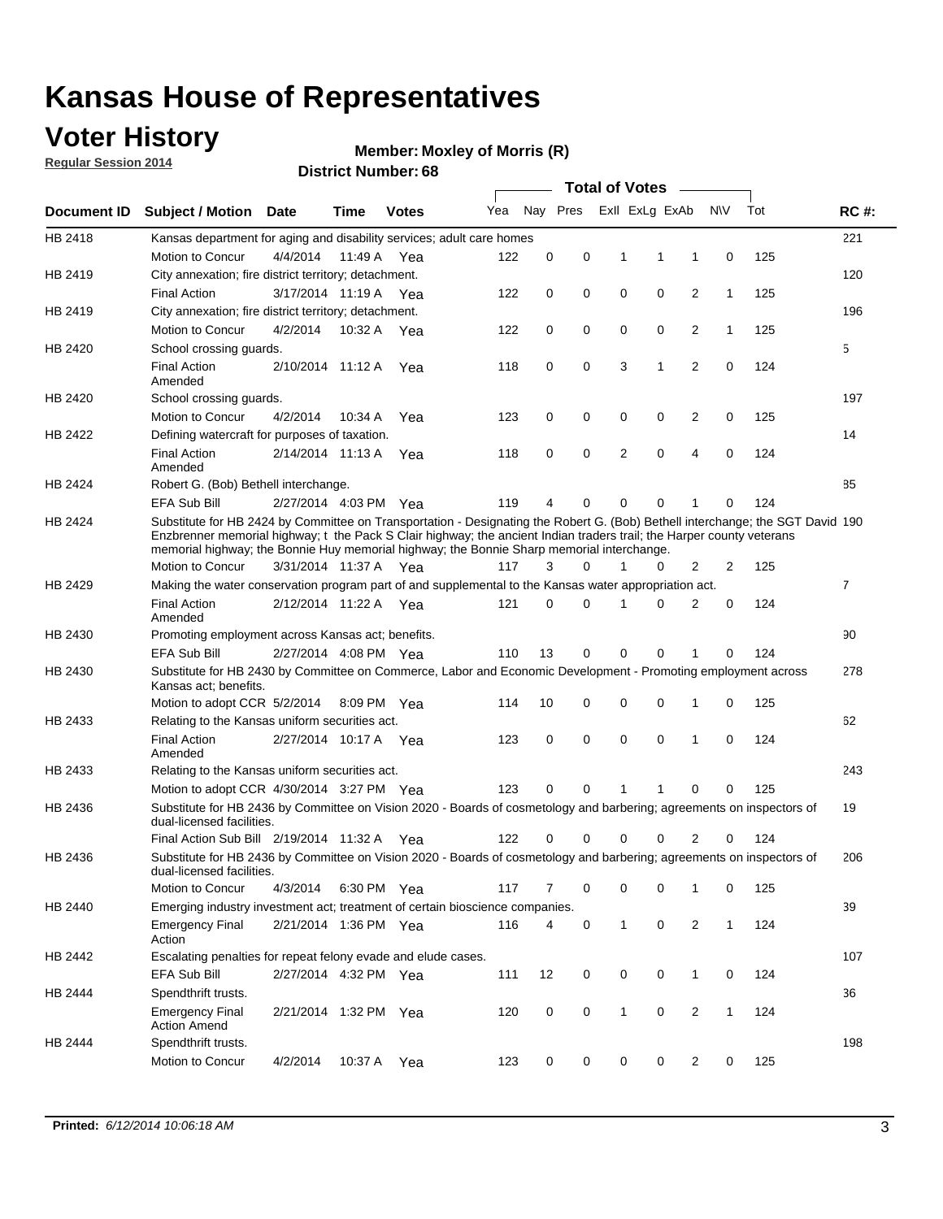# Kansas House of Representatives

## Voter History

**Regular Session 2014**

**Member: Moxley of Morris (R)**

**District Number: 68**

| Document ID | Subject / Motion | Date | Time | Votes | Yea | Nay | Pres | ExII | ExLg | ExAb | N\V | Tot | RC #: |
|---|---|---|---|---|---|---|---|---|---|---|---|---|---|
| HB 2418 | Kansas department for aging and disability services; adult care homes | | | | | | | | | | | | 221 |
| | Motion to Concur | 4/4/2014 | 11:49 A | Yea | 122 | 0 | 0 | 1 | 1 | 1 | 0 | 125 | |
| HB 2419 | City annexation; fire district territory; detachment. | | | | | | | | | | | | 120 |
| | Final Action | 3/17/2014 | 11:19 A | Yea | 122 | 0 | 0 | 0 | 0 | 2 | 1 | 125 | |
| HB 2419 | City annexation; fire district territory; detachment. | | | | | | | | | | | | 196 |
| | Motion to Concur | 4/2/2014 | 10:32 A | Yea | 122 | 0 | 0 | 0 | 0 | 2 | 1 | 125 | |
| HB 2420 | School crossing guards. | | | | | | | | | | | | 5 |
| | Final Action Amended | 2/10/2014 | 11:12 A | Yea | 118 | 0 | 0 | 3 | 1 | 2 | 0 | 124 | |
| HB 2420 | School crossing guards. | | | | | | | | | | | | 197 |
| | Motion to Concur | 4/2/2014 | 10:34 A | Yea | 123 | 0 | 0 | 0 | 0 | 2 | 0 | 125 | |
| HB 2422 | Defining watercraft for purposes of taxation. | | | | | | | | | | | | 14 |
| | Final Action Amended | 2/14/2014 | 11:13 A | Yea | 118 | 0 | 0 | 2 | 0 | 4 | 0 | 124 | |
| HB 2424 | Robert G. (Bob) Bethell interchange. | | | | | | | | | | | | 85 |
| | EFA Sub Bill | 2/27/2014 | 4:03 PM | Yea | 119 | 4 | 0 | 0 | 0 | 1 | 0 | 124 | |
| HB 2424 | Substitute for HB 2424 by Committee on Transportation - Designating the Robert G. (Bob) Bethell interchange; the SGT David Enzbrenner memorial highway; t the Pack S Clair highway; the ancient Indian traders trail; the Harper county veterans memorial highway; the Bonnie Huy memorial highway; the Bonnie Sharp memorial interchange. | | | | | | | | | | | | 190 |
| | Motion to Concur | 3/31/2014 | 11:37 A | Yea | 117 | 3 | 0 | 1 | 0 | 2 | 2 | 125 | |
| HB 2429 | Making the water conservation program part of and supplemental to the Kansas water appropriation act. | | | | | | | | | | | | 7 |
| | Final Action Amended | 2/12/2014 | 11:22 A | Yea | 121 | 0 | 0 | 1 | 0 | 2 | 0 | 124 | |
| HB 2430 | Promoting employment across Kansas act; benefits. | | | | | | | | | | | | 90 |
| | EFA Sub Bill | 2/27/2014 | 4:08 PM | Yea | 110 | 13 | 0 | 0 | 0 | 1 | 0 | 124 | |
| HB 2430 | Substitute for HB 2430 by Committee on Commerce, Labor and Economic Development - Promoting employment across Kansas act; benefits. | | | | | | | | | | | | 278 |
| | Motion to adopt CCR | 5/2/2014 | 8:09 PM | Yea | 114 | 10 | 0 | 0 | 0 | 1 | 0 | 125 | |
| HB 2433 | Relating to the Kansas uniform securities act. | | | | | | | | | | | | 62 |
| | Final Action Amended | 2/27/2014 | 10:17 A | Yea | 123 | 0 | 0 | 0 | 0 | 1 | 0 | 124 | |
| HB 2433 | Relating to the Kansas uniform securities act. | | | | | | | | | | | | 243 |
| | Motion to adopt CCR | 4/30/2014 | 3:27 PM | Yea | 123 | 0 | 0 | 1 | 1 | 0 | 0 | 125 | |
| HB 2436 | Substitute for HB 2436 by Committee on Vision 2020 - Boards of cosmetology and barbering; agreements on inspectors of dual-licensed facilities. | | | | | | | | | | | | 19 |
| | Final Action Sub Bill | 2/19/2014 | 11:32 A | Yea | 122 | 0 | 0 | 0 | 0 | 2 | 0 | 124 | |
| HB 2436 | Substitute for HB 2436 by Committee on Vision 2020 - Boards of cosmetology and barbering; agreements on inspectors of dual-licensed facilities. | | | | | | | | | | | | 206 |
| | Motion to Concur | 4/3/2014 | 6:30 PM | Yea | 117 | 7 | 0 | 0 | 0 | 1 | 0 | 125 | |
| HB 2440 | Emerging industry investment act; treatment of certain bioscience companies. | | | | | | | | | | | | 39 |
| | Emergency Final Action | 2/21/2014 | 1:36 PM | Yea | 116 | 4 | 0 | 1 | 0 | 2 | 1 | 124 | |
| HB 2442 | Escalating penalties for repeat felony evade and elude cases. | | | | | | | | | | | | 107 |
| | EFA Sub Bill | 2/27/2014 | 4:32 PM | Yea | 111 | 12 | 0 | 0 | 0 | 1 | 0 | 124 | |
| HB 2444 | Spendthrift trusts. | | | | | | | | | | | | 36 |
| | Emergency Final Action Amend | 2/21/2014 | 1:32 PM | Yea | 120 | 0 | 0 | 1 | 0 | 2 | 1 | 124 | |
| HB 2444 | Spendthrift trusts. | | | | | | | | | | | | 198 |
| | Motion to Concur | 4/2/2014 | 10:37 A | Yea | 123 | 0 | 0 | 0 | 0 | 2 | 0 | 125 | |

**Printed:** *6/12/2014 10:06:18 AM*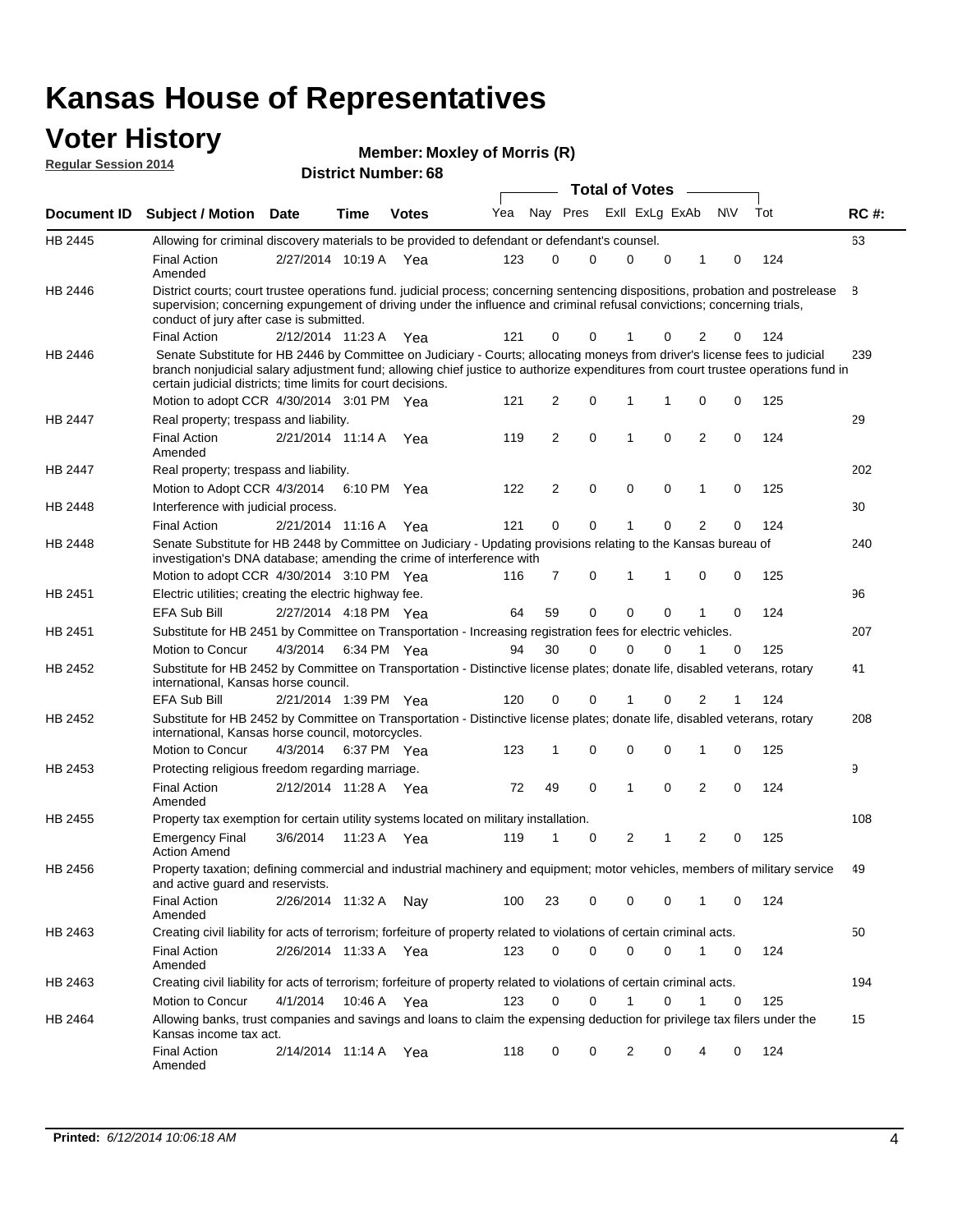# Kansas House of Representatives

## Voter History

**Regular Session 2014**

**Member: Moxley of Morris (R)**

**District Number: 68**

| Document ID | Subject / Motion | Date | Time | Votes | Yea | Nay | Pres | ExII | ExLg | ExAb | N\V | Tot | RC #: |
|---|---|---|---|---|---|---|---|---|---|---|---|---|---|
| HB 2445 | Allowing for criminal discovery materials to be provided to defendant or defendant's counsel. | | | | | | | | | | | | 63 |
| | Final Action Amended | 2/27/2014 | 10:19 A | Yea | 123 | 0 | 0 | 0 | 0 | 1 | 0 | 124 | |
| HB 2446 | District courts; court trustee operations fund. judicial process; concerning sentencing dispositions, probation and postrelease supervision; concerning expungement of driving under the influence and criminal refusal convictions; concerning trials, conduct of jury after case is submitted. | | | | | | | | | | | | 8 |
| | Final Action | 2/12/2014 | 11:23 A | Yea | 121 | 0 | 0 | 1 | 0 | 2 | 0 | 124 | |
| HB 2446 | Senate Substitute for HB 2446 by Committee on Judiciary - Courts; allocating moneys from driver's license fees to judicial branch nonjudicial salary adjustment fund; allowing chief justice to authorize expenditures from court trustee operations fund in certain judicial districts; time limits for court decisions. | | | | | | | | | | | | 239 |
| | Motion to adopt CCR | 4/30/2014 | 3:01 PM | Yea | 121 | 2 | 0 | 1 | 1 | 0 | 0 | 125 | |
| HB 2447 | Real property; trespass and liability. | | | | | | | | | | | | 29 |
| | Final Action Amended | 2/21/2014 | 11:14 A | Yea | 119 | 2 | 0 | 1 | 0 | 2 | 0 | 124 | |
| HB 2447 | Real property; trespass and liability. | | | | | | | | | | | | 202 |
| | Motion to Adopt CCR | 4/3/2014 | 6:10 PM | Yea | 122 | 2 | 0 | 0 | 0 | 1 | 0 | 125 | |
| HB 2448 | Interference with judicial process. | | | | | | | | | | | | 30 |
| | Final Action | 2/21/2014 | 11:16 A | Yea | 121 | 0 | 0 | 1 | 0 | 2 | 0 | 124 | |
| HB 2448 | Senate Substitute for HB 2448 by Committee on Judiciary - Updating provisions relating to the Kansas bureau of investigation's DNA database; amending the crime of interference with | | | | | | | | | | | | 240 |
| | Motion to adopt CCR | 4/30/2014 | 3:10 PM | Yea | 116 | 7 | 0 | 1 | 1 | 0 | 0 | 125 | |
| HB 2451 | Electric utilities; creating the electric highway fee. | | | | | | | | | | | | 96 |
| | EFA Sub Bill | 2/27/2014 | 4:18 PM | Yea | 64 | 59 | 0 | 0 | 0 | 1 | 0 | 124 | |
| HB 2451 | Substitute for HB 2451 by Committee on Transportation - Increasing registration fees for electric vehicles. | | | | | | | | | | | | 207 |
| | Motion to Concur | 4/3/2014 | 6:34 PM | Yea | 94 | 30 | 0 | 0 | 0 | 1 | 0 | 125 | |
| HB 2452 | Substitute for HB 2452 by Committee on Transportation - Distinctive license plates; donate life, disabled veterans, rotary international, Kansas horse council. | | | | | | | | | | | | 41 |
| | EFA Sub Bill | 2/21/2014 | 1:39 PM | Yea | 120 | 0 | 0 | 1 | 0 | 2 | 1 | 124 | |
| HB 2452 | Substitute for HB 2452 by Committee on Transportation - Distinctive license plates; donate life, disabled veterans, rotary international, Kansas horse council, motorcycles. | | | | | | | | | | | | 208 |
| | Motion to Concur | 4/3/2014 | 6:37 PM | Yea | 123 | 1 | 0 | 0 | 0 | 1 | 0 | 125 | |
| HB 2453 | Protecting religious freedom regarding marriage. | | | | | | | | | | | | 9 |
| | Final Action Amended | 2/12/2014 | 11:28 A | Yea | 72 | 49 | 0 | 1 | 0 | 2 | 0 | 124 | |
| HB 2455 | Property tax exemption for certain utility systems located on military installation. | | | | | | | | | | | | 108 |
| | Emergency Final Action Amend | 3/6/2014 | 11:23 A | Yea | 119 | 1 | 0 | 2 | 1 | 2 | 0 | 125 | |
| HB 2456 | Property taxation; defining commercial and industrial machinery and equipment; motor vehicles, members of military service and active guard and reservists. | | | | | | | | | | | | 49 |
| | Final Action Amended | 2/26/2014 | 11:32 A | Nay | 100 | 23 | 0 | 0 | 0 | 1 | 0 | 124 | |
| HB 2463 | Creating civil liability for acts of terrorism; forfeiture of property related to violations of certain criminal acts. | | | | | | | | | | | | 50 |
| | Final Action Amended | 2/26/2014 | 11:33 A | Yea | 123 | 0 | 0 | 0 | 0 | 1 | 0 | 124 | |
| HB 2463 | Creating civil liability for acts of terrorism; forfeiture of property related to violations of certain criminal acts. | | | | | | | | | | | | 194 |
| | Motion to Concur | 4/1/2014 | 10:46 A | Yea | 123 | 0 | 0 | 1 | 0 | 1 | 0 | 125 | |
| HB 2464 | Allowing banks, trust companies and savings and loans to claim the expensing deduction for privilege tax filers under the Kansas income tax act. | | | | | | | | | | | | 15 |
| | Final Action Amended | 2/14/2014 | 11:14 A | Yea | 118 | 0 | 0 | 2 | 0 | 4 | 0 | 124 | |

**Printed:** *6/12/2014 10:06:18 AM*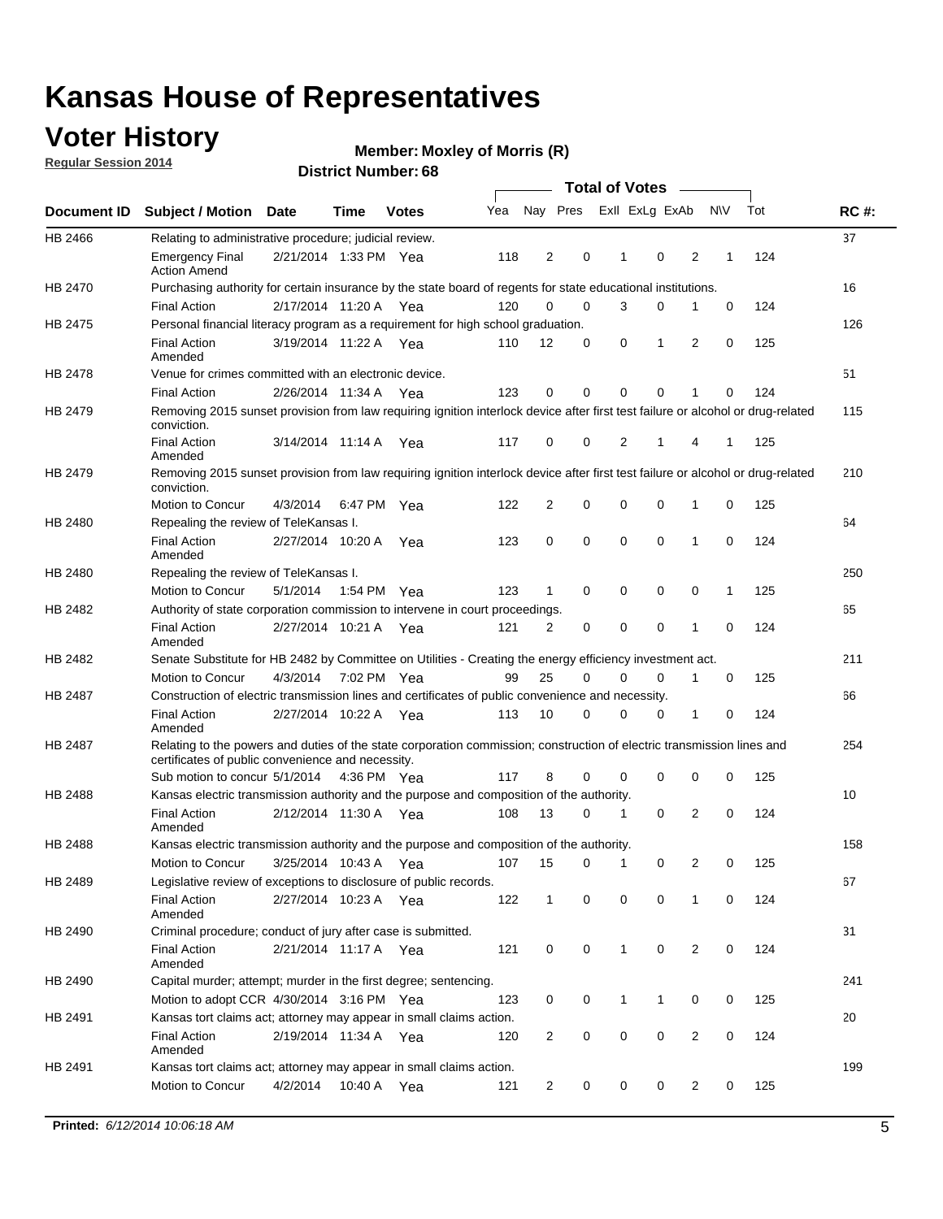# Kansas House of Representatives

## Voter History

**Regular Session 2014**

**Member: Moxley of Morris (R)**

**District Number: 68**

| Document ID | Subject / Motion | Date | Time | Votes | Yea | Nay | Pres | ExII | ExLg | ExAb | N\V | Tot | RC #: |
|---|---|---|---|---|---|---|---|---|---|---|---|---|---|
| HB 2466 | Relating to administrative procedure; judicial review. | | | | | | | | | | | | 37 |
| | Emergency Final Action Amend | 2/21/2014 | 1:33 PM | Yea | 118 | 2 | 0 | 1 | 0 | 2 | 1 | 124 | |
| HB 2470 | Purchasing authority for certain insurance by the state board of regents for state educational institutions. | | | | | | | | | | | | 16 |
| | Final Action | 2/17/2014 | 11:20 A | Yea | 120 | 0 | 0 | 3 | 0 | 1 | 0 | 124 | |
| HB 2475 | Personal financial literacy program as a requirement for high school graduation. | | | | | | | | | | | | 126 |
| | Final Action Amended | 3/19/2014 | 11:22 A | Yea | 110 | 12 | 0 | 0 | 1 | 2 | 0 | 125 | |
| HB 2478 | Venue for crimes committed with an electronic device. | | | | | | | | | | | | 51 |
| | Final Action | 2/26/2014 | 11:34 A | Yea | 123 | 0 | 0 | 0 | 0 | 1 | 0 | 124 | |
| HB 2479 | Removing 2015 sunset provision from law requiring ignition interlock device after first test failure or alcohol or drug-related conviction. | | | | | | | | | | | | 115 |
| | Final Action Amended | 3/14/2014 | 11:14 A | Yea | 117 | 0 | 0 | 2 | 1 | 4 | 1 | 125 | |
| HB 2479 | Removing 2015 sunset provision from law requiring ignition interlock device after first test failure or alcohol or drug-related conviction. | | | | | | | | | | | | 210 |
| | Motion to Concur | 4/3/2014 | 6:47 PM | Yea | 122 | 2 | 0 | 0 | 0 | 1 | 0 | 125 | |
| HB 2480 | Repealing the review of TeleKansas I. | | | | | | | | | | | | 64 |
| | Final Action Amended | 2/27/2014 | 10:20 A | Yea | 123 | 0 | 0 | 0 | 0 | 1 | 0 | 124 | |
| HB 2480 | Repealing the review of TeleKansas I. | | | | | | | | | | | | 250 |
| | Motion to Concur | 5/1/2014 | 1:54 PM | Yea | 123 | 1 | 0 | 0 | 0 | 0 | 1 | 125 | |
| HB 2482 | Authority of state corporation commission to intervene in court proceedings. | | | | | | | | | | | | 65 |
| | Final Action Amended | 2/27/2014 | 10:21 A | Yea | 121 | 2 | 0 | 0 | 0 | 1 | 0 | 124 | |
| HB 2482 | Senate Substitute for HB 2482 by Committee on Utilities - Creating the energy efficiency investment act. | | | | | | | | | | | | 211 |
| | Motion to Concur | 4/3/2014 | 7:02 PM | Yea | 99 | 25 | 0 | 0 | 0 | 1 | 0 | 125 | |
| HB 2487 | Construction of electric transmission lines and certificates of public convenience and necessity. | | | | | | | | | | | | 66 |
| | Final Action Amended | 2/27/2014 | 10:22 A | Yea | 113 | 10 | 0 | 0 | 0 | 1 | 0 | 124 | |
| HB 2487 | Relating to the powers and duties of the state corporation commission; construction of electric transmission lines and certificates of public convenience and necessity. | | | | | | | | | | | | 254 |
| | Sub motion to concur | 5/1/2014 | 4:36 PM | Yea | 117 | 8 | 0 | 0 | 0 | 0 | 0 | 125 | |
| HB 2488 | Kansas electric transmission authority and the purpose and composition of the authority. | | | | | | | | | | | | 10 |
| | Final Action Amended | 2/12/2014 | 11:30 A | Yea | 108 | 13 | 0 | 1 | 0 | 2 | 0 | 124 | |
| HB 2488 | Kansas electric transmission authority and the purpose and composition of the authority. | | | | | | | | | | | | 158 |
| | Motion to Concur | 3/25/2014 | 10:43 A | Yea | 107 | 15 | 0 | 1 | 0 | 2 | 0 | 125 | |
| HB 2489 | Legislative review of exceptions to disclosure of public records. | | | | | | | | | | | | 67 |
| | Final Action Amended | 2/27/2014 | 10:23 A | Yea | 122 | 1 | 0 | 0 | 0 | 1 | 0 | 124 | |
| HB 2490 | Criminal procedure; conduct of jury after case is submitted. | | | | | | | | | | | | 31 |
| | Final Action Amended | 2/21/2014 | 11:17 A | Yea | 121 | 0 | 0 | 1 | 0 | 2 | 0 | 124 | |
| HB 2490 | Capital murder; attempt; murder in the first degree; sentencing. | | | | | | | | | | | | 241 |
| | Motion to adopt CCR | 4/30/2014 | 3:16 PM | Yea | 123 | 0 | 0 | 1 | 1 | 0 | 0 | 125 | |
| HB 2491 | Kansas tort claims act; attorney may appear in small claims action. | | | | | | | | | | | | 20 |
| | Final Action Amended | 2/19/2014 | 11:34 A | Yea | 120 | 2 | 0 | 0 | 0 | 2 | 0 | 124 | |
| HB 2491 | Kansas tort claims act; attorney may appear in small claims action. | | | | | | | | | | | | 199 |
| | Motion to Concur | 4/2/2014 | 10:40 A | Yea | 121 | 2 | 0 | 0 | 0 | 2 | 0 | 125 | |

**Printed:** *6/12/2014 10:06:18 AM*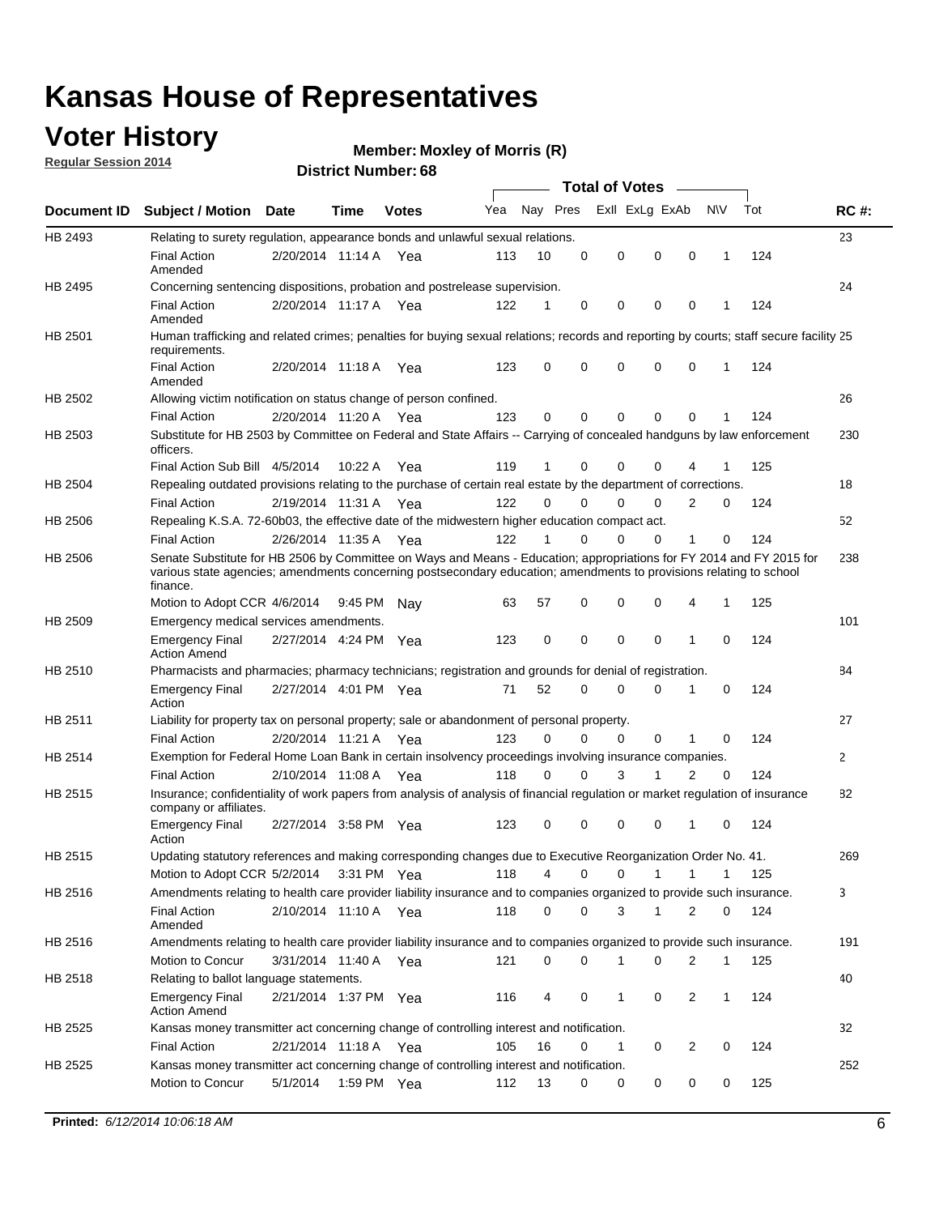# Kansas House of Representatives

## Voter History

**Regular Session 2014**

**Member: Moxley of Morris (R)**

**District Number: 68**

| Document ID | Subject / Motion | Date | Time | Votes | Yea | Nay | Pres | ExlI | ExLg | ExAb | N\V | Tot | RC #: |
|---|---|---|---|---|---|---|---|---|---|---|---|---|---|
| HB 2493 | Relating to surety regulation, appearance bonds and unlawful sexual relations. | | | | | | | | | | | | 23 |
| | Final Action Amended | 2/20/2014 | 11:14 A | Yea | 113 | 10 | 0 | 0 | 0 | 0 | 1 | 124 | |
| HB 2495 | Concerning sentencing dispositions, probation and postrelease supervision. | | | | | | | | | | | | 24 |
| | Final Action Amended | 2/20/2014 | 11:17 A | Yea | 122 | 1 | 0 | 0 | 0 | 0 | 1 | 124 | |
| HB 2501 | Human trafficking and related crimes; penalties for buying sexual relations; records and reporting by courts; staff secure facility requirements. | | | | | | | | | | | | 25 |
| | Final Action Amended | 2/20/2014 | 11:18 A | Yea | 123 | 0 | 0 | 0 | 0 | 0 | 1 | 124 | |
| HB 2502 | Allowing victim notification on status change of person confined. | | | | | | | | | | | | 26 |
| | Final Action | 2/20/2014 | 11:20 A | Yea | 123 | 0 | 0 | 0 | 0 | 0 | 1 | 124 | |
| HB 2503 | Substitute for HB 2503 by Committee on Federal and State Affairs -- Carrying of concealed handguns by law enforcement officers. | | | | | | | | | | | | 230 |
| | Final Action Sub Bill | 4/5/2014 | 10:22 A | Yea | 119 | 1 | 0 | 0 | 0 | 4 | 1 | 125 | |
| HB 2504 | Repealing outdated provisions relating to the purchase of certain real estate by the department of corrections. | | | | | | | | | | | | 18 |
| | Final Action | 2/19/2014 | 11:31 A | Yea | 122 | 0 | 0 | 0 | 0 | 2 | 0 | 124 | |
| HB 2506 | Repealing K.S.A. 72-60b03, the effective date of the midwestern higher education compact act. | | | | | | | | | | | | 52 |
| | Final Action | 2/26/2014 | 11:35 A | Yea | 122 | 1 | 0 | 0 | 0 | 1 | 0 | 124 | |
| HB 2506 | Senate Substitute for HB 2506 by Committee on Ways and Means - Education; appropriations for FY 2014 and FY 2015 for various state agencies; amendments concerning postsecondary education; amendments to provisions relating to school finance. | | | | | | | | | | | | 238 |
| | Motion to Adopt CCR | 4/6/2014 | 9:45 PM | Nay | 63 | 57 | 0 | 0 | 0 | 4 | 1 | 125 | |
| HB 2509 | Emergency medical services amendments. | | | | | | | | | | | | 101 |
| | Emergency Final Action Amend | 2/27/2014 | 4:24 PM | Yea | 123 | 0 | 0 | 0 | 0 | 1 | 0 | 124 | |
| HB 2510 | Pharmacists and pharmacies; pharmacy technicians; registration and grounds for denial of registration. | | | | | | | | | | | | 84 |
| | Emergency Final Action | 2/27/2014 | 4:01 PM | Yea | 71 | 52 | 0 | 0 | 0 | 1 | 0 | 124 | |
| HB 2511 | Liability for property tax on personal property; sale or abandonment of personal property. | | | | | | | | | | | | 27 |
| | Final Action | 2/20/2014 | 11:21 A | Yea | 123 | 0 | 0 | 0 | 0 | 1 | 0 | 124 | |
| HB 2514 | Exemption for Federal Home Loan Bank in certain insolvency proceedings involving insurance companies. | | | | | | | | | | | | 2 |
| | Final Action | 2/10/2014 | 11:08 A | Yea | 118 | 0 | 0 | 3 | 1 | 2 | 0 | 124 | |
| HB 2515 | Insurance; confidentiality of work papers from analysis of analysis of financial regulation or market regulation of insurance company or affiliates. | | | | | | | | | | | | 82 |
| | Emergency Final Action | 2/27/2014 | 3:58 PM | Yea | 123 | 0 | 0 | 0 | 0 | 1 | 0 | 124 | |
| HB 2515 | Updating statutory references and making corresponding changes due to Executive Reorganization Order No. 41. | | | | | | | | | | | | 269 |
| | Motion to Adopt CCR | 5/2/2014 | 3:31 PM | Yea | 118 | 4 | 0 | 0 | 1 | 1 | 1 | 125 | |
| HB 2516 | Amendments relating to health care provider liability insurance and to companies organized to provide such insurance. | | | | | | | | | | | | 3 |
| | Final Action Amended | 2/10/2014 | 11:10 A | Yea | 118 | 0 | 0 | 3 | 1 | 2 | 0 | 124 | |
| HB 2516 | Amendments relating to health care provider liability insurance and to companies organized to provide such insurance. | | | | | | | | | | | | 191 |
| | Motion to Concur | 3/31/2014 | 11:40 A | Yea | 121 | 0 | 0 | 1 | 0 | 2 | 1 | 125 | |
| HB 2518 | Relating to ballot language statements. | | | | | | | | | | | | 40 |
| | Emergency Final Action Amend | 2/21/2014 | 1:37 PM | Yea | 116 | 4 | 0 | 1 | 0 | 2 | 1 | 124 | |
| HB 2525 | Kansas money transmitter act concerning change of controlling interest and notification. | | | | | | | | | | | | 32 |
| | Final Action | 2/21/2014 | 11:18 A | Yea | 105 | 16 | 0 | 1 | 0 | 2 | 0 | 124 | |
| HB 2525 | Kansas money transmitter act concerning change of controlling interest and notification. | | | | | | | | | | | | 252 |
| | Motion to Concur | 5/1/2014 | 1:59 PM | Yea | 112 | 13 | 0 | 0 | 0 | 0 | 0 | 125 | |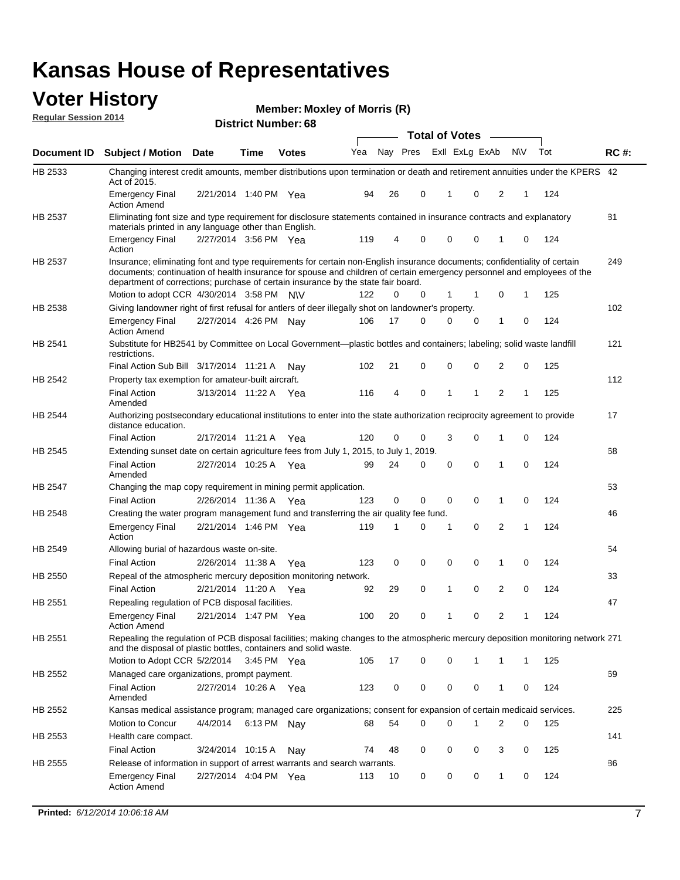# Kansas House of Representatives

## Voter History

**Regular Session 2014**

**Member: Moxley of Morris (R)**

**District Number: 68**

| Document ID | Subject / Motion | Date | Time | Votes | Yea | Nay | Pres | ExII | ExLg | ExAb | N\V | Tot | RC #: |
|---|---|---|---|---|---|---|---|---|---|---|---|---|---|
| HB 2533 | Changing interest credit amounts, member distributions upon termination or death and retirement annuities under the KPERS Act of 2015. | | | | | | | | | | | | 42 |
| | Emergency Final Action Amend | 2/21/2014 | 1:40 PM | Yea | 94 | 26 | 0 | 1 | 0 | 2 | 1 | 124 | |
| HB 2537 | Eliminating font size and type requirement for disclosure statements contained in insurance contracts and explanatory materials printed in any language other than English. | | | | | | | | | | | | 81 |
| | Emergency Final Action | 2/27/2014 | 3:56 PM | Yea | 119 | 4 | 0 | 0 | 0 | 1 | 0 | 124 | |
| HB 2537 | Insurance; eliminating font and type requirements for certain non-English insurance documents; confidentiality of certain documents; continuation of health insurance for spouse and children of certain emergency personnel and employees of the department of corrections; purchase of certain insurance by the state fair board. | | | | | | | | | | | | 249 |
| | Motion to adopt CCR | 4/30/2014 | 3:58 PM | N\V | 122 | 0 | 0 | 1 | 1 | 0 | 1 | 125 | |
| HB 2538 | Giving landowner right of first refusal for antlers of deer illegally shot on landowner's property. | | | | | | | | | | | | 102 |
| | Emergency Final Action Amend | 2/27/2014 | 4:26 PM | Nay | 106 | 17 | 0 | 0 | 0 | 1 | 0 | 124 | |
| HB 2541 | Substitute for HB2541 by Committee on Local Government—plastic bottles and containers; labeling; solid waste landfill restrictions. | | | | | | | | | | | | 121 |
| | Final Action Sub Bill | 3/17/2014 | 11:21 A | Nay | 102 | 21 | 0 | 0 | 0 | 2 | 0 | 125 | |
| HB 2542 | Property tax exemption for amateur-built aircraft. | | | | | | | | | | | | 112 |
| | Final Action Amended | 3/13/2014 | 11:22 A | Yea | 116 | 4 | 0 | 1 | 1 | 2 | 1 | 125 | |
| HB 2544 | Authorizing postsecondary educational institutions to enter into the state authorization reciprocity agreement to provide distance education. | | | | | | | | | | | | 17 |
| | Final Action | 2/17/2014 | 11:21 A | Yea | 120 | 0 | 0 | 3 | 0 | 1 | 0 | 124 | |
| HB 2545 | Extending sunset date on certain agriculture fees from July 1, 2015, to July 1, 2019. | | | | | | | | | | | | 68 |
| | Final Action Amended | 2/27/2014 | 10:25 A | Yea | 99 | 24 | 0 | 0 | 0 | 1 | 0 | 124 | |
| HB 2547 | Changing the map copy requirement in mining permit application. | | | | | | | | | | | | 53 |
| | Final Action | 2/26/2014 | 11:36 A | Yea | 123 | 0 | 0 | 0 | 0 | 1 | 0 | 124 | |
| HB 2548 | Creating the water program management fund and transferring the air quality fee fund. | | | | | | | | | | | | 46 |
| | Emergency Final Action | 2/21/2014 | 1:46 PM | Yea | 119 | 1 | 0 | 1 | 0 | 2 | 1 | 124 | |
| HB 2549 | Allowing burial of hazardous waste on-site. | | | | | | | | | | | | 54 |
| | Final Action | 2/26/2014 | 11:38 A | Yea | 123 | 0 | 0 | 0 | 0 | 1 | 0 | 124 | |
| HB 2550 | Repeal of the atmospheric mercury deposition monitoring network. | | | | | | | | | | | | 33 |
| | Final Action | 2/21/2014 | 11:20 A | Yea | 92 | 29 | 0 | 1 | 0 | 2 | 0 | 124 | |
| HB 2551 | Repealing regulation of PCB disposal facilities. | | | | | | | | | | | | 47 |
| | Emergency Final Action Amend | 2/21/2014 | 1:47 PM | Yea | 100 | 20 | 0 | 1 | 0 | 2 | 1 | 124 | |
| HB 2551 | Repealing the regulation of PCB disposal facilities; making changes to the atmospheric mercury deposition monitoring network and the disposal of plastic bottles, containers and solid waste. | | | | | | | | | | | | 271 |
| | Motion to Adopt CCR | 5/2/2014 | 3:45 PM | Yea | 105 | 17 | 0 | 0 | 1 | 1 | 1 | 125 | |
| HB 2552 | Managed care organizations, prompt payment. | | | | | | | | | | | | 69 |
| | Final Action Amended | 2/27/2014 | 10:26 A | Yea | 123 | 0 | 0 | 0 | 0 | 1 | 0 | 124 | |
| HB 2552 | Kansas medical assistance program; managed care organizations; consent for expansion of certain medicaid services. | | | | | | | | | | | | 225 |
| | Motion to Concur | 4/4/2014 | 6:13 PM | Nay | 68 | 54 | 0 | 0 | 1 | 2 | 0 | 125 | |
| HB 2553 | Health care compact. | | | | | | | | | | | | 141 |
| | Final Action | 3/24/2014 | 10:15 A | Nay | 74 | 48 | 0 | 0 | 0 | 3 | 0 | 125 | |
| HB 2555 | Release of information in support of arrest warrants and search warrants. | | | | | | | | | | | | 86 |
| | Emergency Final Action Amend | 2/27/2014 | 4:04 PM | Yea | 113 | 10 | 0 | 0 | 0 | 1 | 0 | 124 | |

**Printed:** *6/12/2014 10:06:18 AM*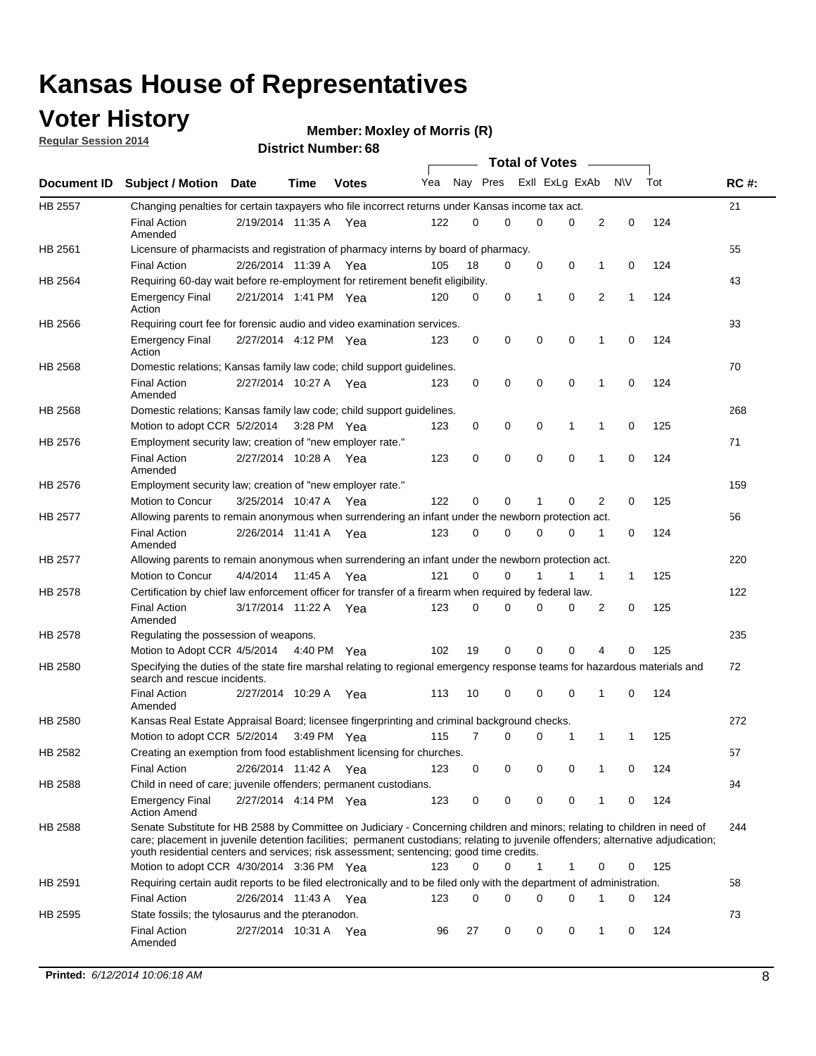# Kansas House of Representatives

## Voter History

**Regular Session 2014**

**Member: Moxley of Morris (R)**

**District Number: 68**

| Document ID | Subject / Motion | Date | Time | Votes | Yea | Nay | Pres | ExlI | ExLg | ExAb | N\V | Tot | RC #: |
|---|---|---|---|---|---|---|---|---|---|---|---|---|---|
| HB 2557 | Changing penalties for certain taxpayers who file incorrect returns under Kansas income tax act. | | | | | | | | | | | | 21 |
| | Final Action Amended | 2/19/2014 | 11:35 A | Yea | 122 | 0 | 0 | 0 | 0 | 2 | 0 | 124 | |
| HB 2561 | Licensure of pharmacists and registration of pharmacy interns by board of pharmacy. | | | | | | | | | | | | 55 |
| | Final Action | 2/26/2014 | 11:39 A | Yea | 105 | 18 | 0 | 0 | 0 | 1 | 0 | 124 | |
| HB 2564 | Requiring 60-day wait before re-employment for retirement benefit eligibility. | | | | | | | | | | | | 43 |
| | Emergency Final Action | 2/21/2014 | 1:41 PM | Yea | 120 | 0 | 0 | 1 | 0 | 2 | 1 | 124 | |
| HB 2566 | Requiring court fee for forensic audio and video examination services. | | | | | | | | | | | | 93 |
| | Emergency Final Action | 2/27/2014 | 4:12 PM | Yea | 123 | 0 | 0 | 0 | 0 | 1 | 0 | 124 | |
| HB 2568 | Domestic relations; Kansas family law code; child support guidelines. | | | | | | | | | | | | 70 |
| | Final Action Amended | 2/27/2014 | 10:27 A | Yea | 123 | 0 | 0 | 0 | 0 | 1 | 0 | 124 | |
| HB 2568 | Domestic relations; Kansas family law code; child support guidelines. | | | | | | | | | | | | 268 |
| | Motion to adopt CCR | 5/2/2014 | 3:28 PM | Yea | 123 | 0 | 0 | 0 | 1 | 1 | 0 | 125 | |
| HB 2576 | Employment security law; creation of "new employer rate." | | | | | | | | | | | | 71 |
| | Final Action Amended | 2/27/2014 | 10:28 A | Yea | 123 | 0 | 0 | 0 | 0 | 1 | 0 | 124 | |
| HB 2576 | Employment security law; creation of "new employer rate." | | | | | | | | | | | | 159 |
| | Motion to Concur | 3/25/2014 | 10:47 A | Yea | 122 | 0 | 0 | 1 | 0 | 2 | 0 | 125 | |
| HB 2577 | Allowing parents to remain anonymous when surrendering an infant under the newborn protection act. | | | | | | | | | | | | 56 |
| | Final Action Amended | 2/26/2014 | 11:41 A | Yea | 123 | 0 | 0 | 0 | 0 | 1 | 0 | 124 | |
| HB 2577 | Allowing parents to remain anonymous when surrendering an infant under the newborn protection act. | | | | | | | | | | | | 220 |
| | Motion to Concur | 4/4/2014 | 11:45 A | Yea | 121 | 0 | 0 | 1 | 1 | 1 | 1 | 125 | |
| HB 2578 | Certification by chief law enforcement officer for transfer of a firearm when required by federal law. | | | | | | | | | | | | 122 |
| | Final Action Amended | 3/17/2014 | 11:22 A | Yea | 123 | 0 | 0 | 0 | 0 | 2 | 0 | 125 | |
| HB 2578 | Regulating the possession of weapons. | | | | | | | | | | | | 235 |
| | Motion to Adopt CCR | 4/5/2014 | 4:40 PM | Yea | 102 | 19 | 0 | 0 | 0 | 4 | 0 | 125 | |
| HB 2580 | Specifying the duties of the state fire marshal relating to regional emergency response teams for hazardous materials and search and rescue incidents. | | | | | | | | | | | | 72 |
| | Final Action Amended | 2/27/2014 | 10:29 A | Yea | 113 | 10 | 0 | 0 | 0 | 1 | 0 | 124 | |
| HB 2580 | Kansas Real Estate Appraisal Board; licensee fingerprinting and criminal background checks. | | | | | | | | | | | | 272 |
| | Motion to adopt CCR | 5/2/2014 | 3:49 PM | Yea | 115 | 7 | 0 | 0 | 1 | 1 | 1 | 125 | |
| HB 2582 | Creating an exemption from food establishment licensing for churches. | | | | | | | | | | | | 57 |
| | Final Action | 2/26/2014 | 11:42 A | Yea | 123 | 0 | 0 | 0 | 0 | 1 | 0 | 124 | |
| HB 2588 | Child in need of care; juvenile offenders; permanent custodians. | | | | | | | | | | | | 94 |
| | Emergency Final Action Amend | 2/27/2014 | 4:14 PM | Yea | 123 | 0 | 0 | 0 | 0 | 1 | 0 | 124 | |
| HB 2588 | Senate Substitute for HB 2588 by Committee on Judiciary - Concerning children and minors; relating to children in need of care; placement in juvenile detention facilities; permanent custodians; relating to juvenile offenders; alternative adjudication; youth residential centers and services; risk assessment; sentencing; good time credits. | | | | | | | | | | | | 244 |
| | Motion to adopt CCR | 4/30/2014 | 3:36 PM | Yea | 123 | 0 | 0 | 1 | 1 | 0 | 0 | 125 | |
| HB 2591 | Requiring certain audit reports to be filed electronically and to be filed only with the department of administration. | | | | | | | | | | | | 58 |
| | Final Action | 2/26/2014 | 11:43 A | Yea | 123 | 0 | 0 | 0 | 0 | 1 | 0 | 124 | |
| HB 2595 | State fossils; the tylosaurus and the pteranodon. | | | | | | | | | | | | 73 |
| | Final Action Amended | 2/27/2014 | 10:31 A | Yea | 96 | 27 | 0 | 0 | 0 | 1 | 0 | 124 | |

**Printed:** *6/12/2014 10:06:18 AM*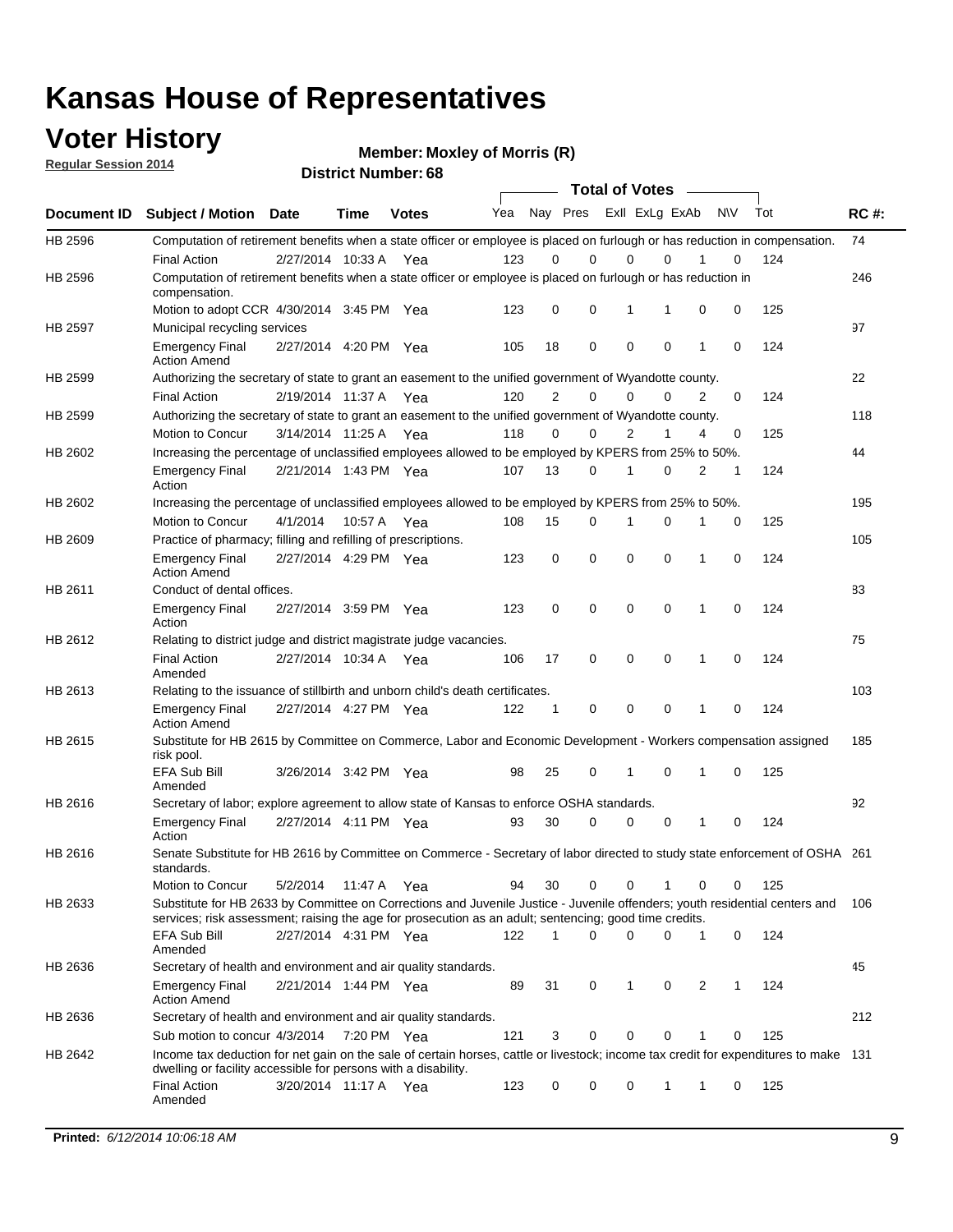# Kansas House of Representatives

## Voter History

**Regular Session 2014**

**Member: Moxley of Morris (R)**

**District Number: 68**

| Document ID | Subject / Motion | Date | Time | Votes | Yea | Nay | Pres | ExII | ExLg | ExAb | N\V | Tot | RC #: |
|---|---|---|---|---|---|---|---|---|---|---|---|---|---|
| HB 2596 | Computation of retirement benefits when a state officer or employee is placed on furlough or has reduction in compensation. | | | | | | | | | | | | 74 |
| | Final Action | 2/27/2014 | 10:33 A | Yea | 123 | 0 | 0 | 0 | 0 | 1 | 0 | 124 | |
| HB 2596 | Computation of retirement benefits when a state officer or employee is placed on furlough or has reduction in compensation. | | | | | | | | | | | | 246 |
| | Motion to adopt CCR | 4/30/2014 | 3:45 PM | Yea | 123 | 0 | 0 | 1 | 1 | 0 | 0 | 125 | |
| HB 2597 | Municipal recycling services | | | | | | | | | | | | 97 |
| | Emergency Final Action Amend | 2/27/2014 | 4:20 PM | Yea | 105 | 18 | 0 | 0 | 0 | 1 | 0 | 124 | |
| HB 2599 | Authorizing the secretary of state to grant an easement to the unified government of Wyandotte county. | | | | | | | | | | | | 22 |
| | Final Action | 2/19/2014 | 11:37 A | Yea | 120 | 2 | 0 | 0 | 0 | 2 | 0 | 124 | |
| HB 2599 | Authorizing the secretary of state to grant an easement to the unified government of Wyandotte county. | | | | | | | | | | | | 118 |
| | Motion to Concur | 3/14/2014 | 11:25 A | Yea | 118 | 0 | 0 | 2 | 1 | 4 | 0 | 125 | |
| HB 2602 | Increasing the percentage of unclassified employees allowed to be employed by KPERS from 25% to 50%. | | | | | | | | | | | | 44 |
| | Emergency Final Action | 2/21/2014 | 1:43 PM | Yea | 107 | 13 | 0 | 1 | 0 | 2 | 1 | 124 | |
| HB 2602 | Increasing the percentage of unclassified employees allowed to be employed by KPERS from 25% to 50%. | | | | | | | | | | | | 195 |
| | Motion to Concur | 4/1/2014 | 10:57 A | Yea | 108 | 15 | 0 | 1 | 0 | 1 | 0 | 125 | |
| HB 2609 | Practice of pharmacy; filling and refilling of prescriptions. | | | | | | | | | | | | 105 |
| | Emergency Final Action Amend | 2/27/2014 | 4:29 PM | Yea | 123 | 0 | 0 | 0 | 0 | 1 | 0 | 124 | |
| HB 2611 | Conduct of dental offices. | | | | | | | | | | | | 83 |
| | Emergency Final Action | 2/27/2014 | 3:59 PM | Yea | 123 | 0 | 0 | 0 | 0 | 1 | 0 | 124 | |
| HB 2612 | Relating to district judge and district magistrate judge vacancies. | | | | | | | | | | | | 75 |
| | Final Action Amended | 2/27/2014 | 10:34 A | Yea | 106 | 17 | 0 | 0 | 0 | 1 | 0 | 124 | |
| HB 2613 | Relating to the issuance of stillbirth and unborn child's death certificates. | | | | | | | | | | | | 103 |
| | Emergency Final Action Amend | 2/27/2014 | 4:27 PM | Yea | 122 | 1 | 0 | 0 | 0 | 1 | 0 | 124 | |
| HB 2615 | Substitute for HB 2615 by Committee on Commerce, Labor and Economic Development - Workers compensation assigned risk pool. | | | | | | | | | | | | 185 |
| | EFA Sub Bill Amended | 3/26/2014 | 3:42 PM | Yea | 98 | 25 | 0 | 1 | 0 | 1 | 0 | 125 | |
| HB 2616 | Secretary of labor; explore agreement to allow state of Kansas to enforce OSHA standards. | | | | | | | | | | | | 92 |
| | Emergency Final Action | 2/27/2014 | 4:11 PM | Yea | 93 | 30 | 0 | 0 | 0 | 1 | 0 | 124 | |
| HB 2616 | Senate Substitute for HB 2616 by Committee on Commerce - Secretary of labor directed to study state enforcement of OSHA standards. | | | | | | | | | | | | 261 |
| | Motion to Concur | 5/2/2014 | 11:47 A | Yea | 94 | 30 | 0 | 0 | 1 | 0 | 0 | 125 | |
| HB 2633 | Substitute for HB 2633 by Committee on Corrections and Juvenile Justice - Juvenile offenders; youth residential centers and services; risk assessment; raising the age for prosecution as an adult; sentencing; good time credits. | | | | | | | | | | | | 106 |
| | EFA Sub Bill Amended | 2/27/2014 | 4:31 PM | Yea | 122 | 1 | 0 | 0 | 0 | 1 | 0 | 124 | |
| HB 2636 | Secretary of health and environment and air quality standards. | | | | | | | | | | | | 45 |
| | Emergency Final Action Amend | 2/21/2014 | 1:44 PM | Yea | 89 | 31 | 0 | 1 | 0 | 2 | 1 | 124 | |
| HB 2636 | Secretary of health and environment and air quality standards. | | | | | | | | | | | | 212 |
| | Sub motion to concur | 4/3/2014 | 7:20 PM | Yea | 121 | 3 | 0 | 0 | 0 | 1 | 0 | 125 | |
| HB 2642 | Income tax deduction for net gain on the sale of certain horses, cattle or livestock; income tax credit for expenditures to make dwelling or facility accessible for persons with a disability. | | | | | | | | | | | | 131 |
| | Final Action Amended | 3/20/2014 | 11:17 A | Yea | 123 | 0 | 0 | 0 | 1 | 1 | 0 | 125 | |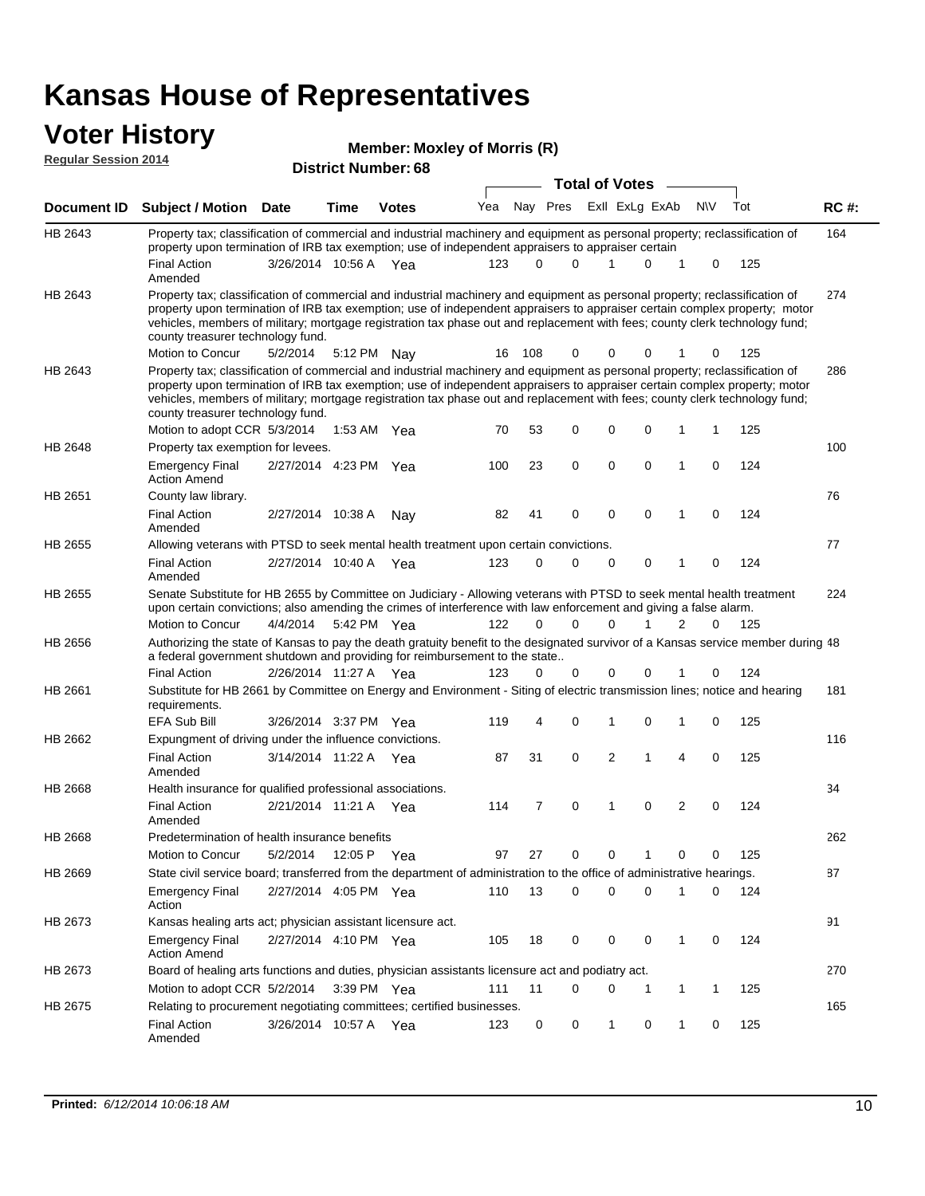# Kansas House of Representatives

## Voter History

**Regular Session 2014**

**Member: Moxley of Morris (R)**

**District Number: 68**

| Document ID | Subject / Motion | Date | Time | Votes | Yea | Nay | Pres | ExII | ExLg | ExAb | N\V | Tot | RC #: |
|---|---|---|---|---|---|---|---|---|---|---|---|---|---|
| HB 2643 | Property tax; classification of commercial and industrial machinery and equipment as personal property; reclassification of property upon termination of IRB tax exemption; use of independent appraisers to appraiser certain | | | | | | | | | | | | 164 |
| | Final Action Amended | 3/26/2014 | 10:56 A | Yea | 123 | 0 | 0 | 1 | 0 | 1 | 0 | 125 | |
| HB 2643 | Property tax; classification of commercial and industrial machinery and equipment as personal property; reclassification of property upon termination of IRB tax exemption; use of independent appraisers to appraiser certain complex property; motor vehicles, members of military; mortgage registration tax phase out and replacement with fees; county clerk technology fund; county treasurer technology fund. | | | | | | | | | | | | 274 |
| | Motion to Concur | 5/2/2014 | 5:12 PM | Nay | 16 | 108 | 0 | 0 | 0 | 1 | 0 | 125 | |
| HB 2643 | Property tax; classification of commercial and industrial machinery and equipment as personal property; reclassification of property upon termination of IRB tax exemption; use of independent appraisers to appraiser certain complex property; motor vehicles, members of military; mortgage registration tax phase out and replacement with fees; county clerk technology fund; county treasurer technology fund. | | | | | | | | | | | | 286 |
| | Motion to adopt CCR | 5/3/2014 | 1:53 AM | Yea | 70 | 53 | 0 | 0 | 0 | 1 | 1 | 125 | |
| HB 2648 | Property tax exemption for levees. | | | | | | | | | | | | 100 |
| | Emergency Final Action Amend | 2/27/2014 | 4:23 PM | Yea | 100 | 23 | 0 | 0 | 0 | 1 | 0 | 124 | |
| HB 2651 | County law library. | | | | | | | | | | | | 76 |
| | Final Action Amended | 2/27/2014 | 10:38 A | Nay | 82 | 41 | 0 | 0 | 0 | 1 | 0 | 124 | |
| HB 2655 | Allowing veterans with PTSD to seek mental health treatment upon certain convictions. | | | | | | | | | | | | 77 |
| | Final Action Amended | 2/27/2014 | 10:40 A | Yea | 123 | 0 | 0 | 0 | 0 | 1 | 0 | 124 | |
| HB 2655 | Senate Substitute for HB 2655 by Committee on Judiciary - Allowing veterans with PTSD to seek mental health treatment upon certain convictions; also amending the crimes of interference with law enforcement and giving a false alarm. | | | | | | | | | | | | 224 |
| | Motion to Concur | 4/4/2014 | 5:42 PM | Yea | 122 | 0 | 0 | 0 | 1 | 2 | 0 | 125 | |
| HB 2656 | Authorizing the state of Kansas to pay the death gratuity benefit to the designated survivor of a Kansas service member during a federal government shutdown and providing for reimbursement to the state.. | | | | | | | | | | | | 48 |
| | Final Action | 2/26/2014 | 11:27 A | Yea | 123 | 0 | 0 | 0 | 0 | 1 | 0 | 124 | |
| HB 2661 | Substitute for HB 2661 by Committee on Energy and Environment - Siting of electric transmission lines; notice and hearing requirements. | | | | | | | | | | | | 181 |
| | EFA Sub Bill | 3/26/2014 | 3:37 PM | Yea | 119 | 4 | 0 | 1 | 0 | 1 | 0 | 125 | |
| HB 2662 | Expungment of driving under the influence convictions. | | | | | | | | | | | | 116 |
| | Final Action Amended | 3/14/2014 | 11:22 A | Yea | 87 | 31 | 0 | 2 | 1 | 4 | 0 | 125 | |
| HB 2668 | Health insurance for qualified professional associations. | | | | | | | | | | | | 34 |
| | Final Action Amended | 2/21/2014 | 11:21 A | Yea | 114 | 7 | 0 | 1 | 0 | 2 | 0 | 124 | |
| HB 2668 | Predetermination of health insurance benefits | | | | | | | | | | | | 262 |
| | Motion to Concur | 5/2/2014 | 12:05 P | Yea | 97 | 27 | 0 | 0 | 1 | 0 | 0 | 125 | |
| HB 2669 | State civil service board; transferred from the department of administration to the office of administrative hearings. | | | | | | | | | | | | 87 |
| | Emergency Final Action | 2/27/2014 | 4:05 PM | Yea | 110 | 13 | 0 | 0 | 0 | 1 | 0 | 124 | |
| HB 2673 | Kansas healing arts act; physician assistant licensure act. | | | | | | | | | | | | 91 |
| | Emergency Final Action Amend | 2/27/2014 | 4:10 PM | Yea | 105 | 18 | 0 | 0 | 0 | 1 | 0 | 124 | |
| HB 2673 | Board of healing arts functions and duties, physician assistants licensure act and podiatry act. | | | | | | | | | | | | 270 |
| | Motion to adopt CCR | 5/2/2014 | 3:39 PM | Yea | 111 | 11 | 0 | 0 | 1 | 1 | 1 | 125 | |
| HB 2675 | Relating to procurement negotiating committees; certified businesses. | | | | | | | | | | | | 165 |
| | Final Action Amended | 3/26/2014 | 10:57 A | Yea | 123 | 0 | 0 | 1 | 0 | 1 | 0 | 125 | |

**Printed:** *6/12/2014 10:06:18 AM*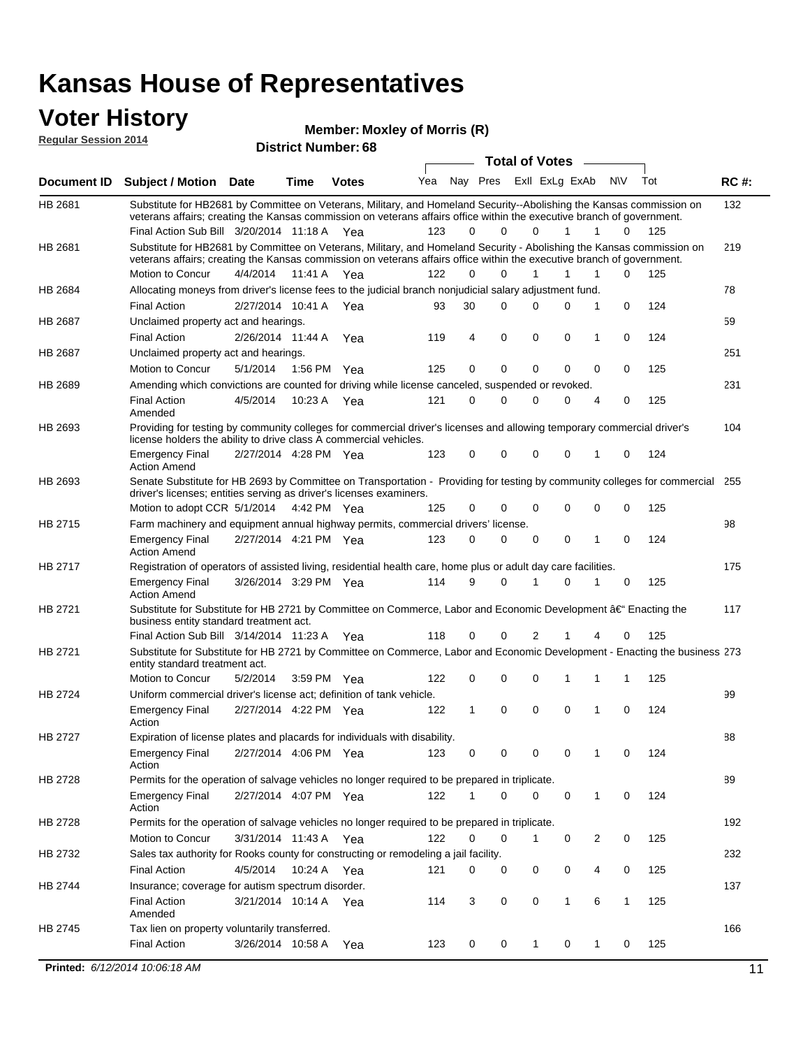# Kansas House of Representatives

## Voter History

**Regular Session 2014**

**Member: Moxley of Morris (R)**

**District Number: 68**

| Document ID | Subject / Motion | Date | Time | Votes | Yea | Nay | Pres | ExII | ExLg | ExAb | N\V | Tot | RC #: |
|---|---|---|---|---|---|---|---|---|---|---|---|---|---|
| HB 2681 | Substitute for HB2681 by Committee on Veterans, Military, and Homeland Security--Abolishing the Kansas commission on veterans affairs; creating the Kansas commission on veterans affairs office within the executive branch of government. | | | | | | | | | | | | 132 |
| | Final Action Sub Bill | 3/20/2014 | 11:18 A | Yea | 123 | 0 | 0 | 0 | 1 | 1 | 0 | 125 | |
| HB 2681 | Substitute for HB2681 by Committee on Veterans, Military, and Homeland Security - Abolishing the Kansas commission on veterans affairs; creating the Kansas commission on veterans affairs office within the executive branch of government. | | | | | | | | | | | | 219 |
| | Motion to Concur | 4/4/2014 | 11:41 A | Yea | 122 | 0 | 0 | 1 | 1 | 1 | 0 | 125 | |
| HB 2684 | Allocating moneys from driver's license fees to the judicial branch nonjudicial salary adjustment fund. | | | | | | | | | | | | 78 |
| | Final Action | 2/27/2014 | 10:41 A | Yea | 93 | 30 | 0 | 0 | 0 | 1 | 0 | 124 | |
| HB 2687 | Unclaimed property act and hearings. | | | | | | | | | | | | 59 |
| | Final Action | 2/26/2014 | 11:44 A | Yea | 119 | 4 | 0 | 0 | 0 | 1 | 0 | 124 | |
| HB 2687 | Unclaimed property act and hearings. | | | | | | | | | | | | 251 |
| | Motion to Concur | 5/1/2014 | 1:56 PM | Yea | 125 | 0 | 0 | 0 | 0 | 0 | 0 | 125 | |
| HB 2689 | Amending which convictions are counted for driving while license canceled, suspended or revoked. | | | | | | | | | | | | 231 |
| | Final Action Amended | 4/5/2014 | 10:23 A | Yea | 121 | 0 | 0 | 0 | 0 | 4 | 0 | 125 | |
| HB 2693 | Providing for testing by community colleges for commercial driver's licenses and allowing temporary commercial driver's license holders the ability to drive class A commercial vehicles. | | | | | | | | | | | | 104 |
| | Emergency Final Action Amend | 2/27/2014 | 4:28 PM | Yea | 123 | 0 | 0 | 0 | 0 | 1 | 0 | 124 | |
| HB 2693 | Senate Substitute for HB 2693 by Committee on Transportation - Providing for testing by community colleges for commercial driver's licenses; entities serving as driver's licenses examiners. | | | | | | | | | | | | 255 |
| | Motion to adopt CCR | 5/1/2014 | 4:42 PM | Yea | 125 | 0 | 0 | 0 | 0 | 0 | 0 | 125 | |
| HB 2715 | Farm machinery and equipment annual highway permits, commercial drivers' license. | | | | | | | | | | | | 98 |
| | Emergency Final Action Amend | 2/27/2014 | 4:21 PM | Yea | 123 | 0 | 0 | 0 | 0 | 1 | 0 | 124 | |
| HB 2717 | Registration of operators of assisted living, residential health care, home plus or adult day care facilities. | | | | | | | | | | | | 175 |
| | Emergency Final Action Amend | 3/26/2014 | 3:29 PM | Yea | 114 | 9 | 0 | 1 | 0 | 1 | 0 | 125 | |
| HB 2721 | Substitute for Substitute for HB 2721 by Committee on Commerce, Labor and Economic Development â€" Enacting the business entity standard treatment act. | | | | | | | | | | | | 117 |
| | Final Action Sub Bill | 3/14/2014 | 11:23 A | Yea | 118 | 0 | 0 | 2 | 1 | 4 | 0 | 125 | |
| HB 2721 | Substitute for Substitute for HB 2721 by Committee on Commerce, Labor and Economic Development - Enacting the business entity standard treatment act. | | | | | | | | | | | | 273 |
| | Motion to Concur | 5/2/2014 | 3:59 PM | Yea | 122 | 0 | 0 | 0 | 1 | 1 | 1 | 125 | |
| HB 2724 | Uniform commercial driver's license act; definition of tank vehicle. | | | | | | | | | | | | 99 |
| | Emergency Final Action | 2/27/2014 | 4:22 PM | Yea | 122 | 1 | 0 | 0 | 0 | 1 | 0 | 124 | |
| HB 2727 | Expiration of license plates and placards for individuals with disability. | | | | | | | | | | | | 88 |
| | Emergency Final Action | 2/27/2014 | 4:06 PM | Yea | 123 | 0 | 0 | 0 | 0 | 1 | 0 | 124 | |
| HB 2728 | Permits for the operation of salvage vehicles no longer required to be prepared in triplicate. | | | | | | | | | | | | 89 |
| | Emergency Final Action | 2/27/2014 | 4:07 PM | Yea | 122 | 1 | 0 | 0 | 0 | 1 | 0 | 124 | |
| HB 2728 | Permits for the operation of salvage vehicles no longer required to be prepared in triplicate. | | | | | | | | | | | | 192 |
| | Motion to Concur | 3/31/2014 | 11:43 A | Yea | 122 | 0 | 0 | 1 | 0 | 2 | 0 | 125 | |
| HB 2732 | Sales tax authority for Rooks county for constructing or remodeling a jail facility. | | | | | | | | | | | | 232 |
| | Final Action | 4/5/2014 | 10:24 A | Yea | 121 | 0 | 0 | 0 | 0 | 4 | 0 | 125 | |
| HB 2744 | Insurance; coverage for autism spectrum disorder. | | | | | | | | | | | | 137 |
| | Final Action Amended | 3/21/2014 | 10:14 A | Yea | 114 | 3 | 0 | 0 | 1 | 6 | 1 | 125 | |
| HB 2745 | Tax lien on property voluntarily transferred. | | | | | | | | | | | | 166 |
| | Final Action | 3/26/2014 | 10:58 A | Yea | 123 | 0 | 0 | 1 | 0 | 1 | 0 | 125 | |

**Printed:** *6/12/2014 10:06:18 AM*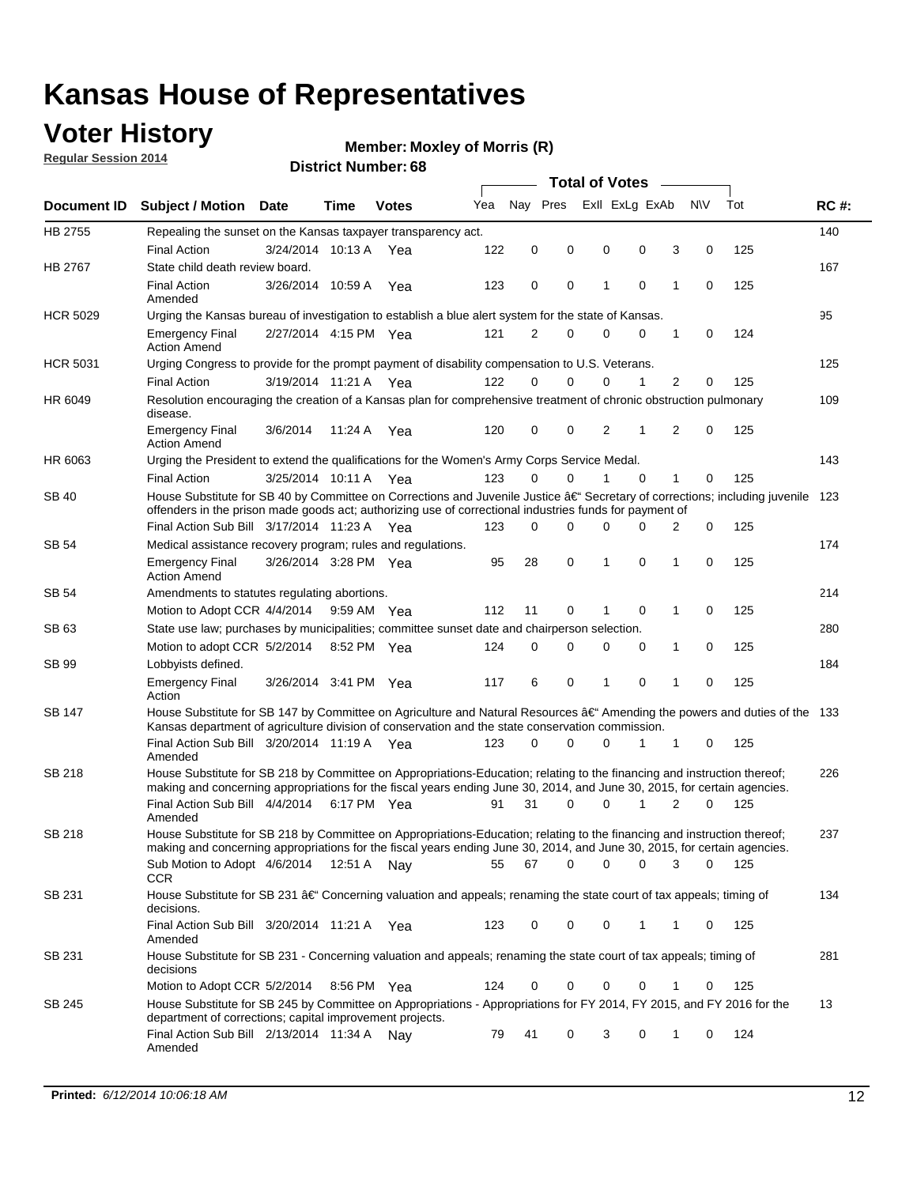# Kansas House of Representatives

## Voter History

**Regular Session 2014**

**Member: Moxley of Morris (R)**

**District Number: 68**

| Document ID | Subject / Motion | Date | Time | Votes | Yea | Nay | Pres | ExII | ExLg | ExAb | N\V | Tot | RC #: |
|---|---|---|---|---|---|---|---|---|---|---|---|---|---|
| HB 2755 | Repealing the sunset on the Kansas taxpayer transparency act. | | | | | | | | | | | | 140 |
| | Final Action | 3/24/2014 | 10:13 A | Yea | 122 | 0 | 0 | 0 | 0 | 3 | 0 | 125 | |
| HB 2767 | State child death review board. | | | | | | | | | | | | 167 |
| | Final Action Amended | 3/26/2014 | 10:59 A | Yea | 123 | 0 | 0 | 1 | 0 | 1 | 0 | 125 | |
| HCR 5029 | Urging the Kansas bureau of investigation to establish a blue alert system for the state of Kansas. | | | | | | | | | | | | 95 |
| | Emergency Final Action Amend | 2/27/2014 | 4:15 PM | Yea | 121 | 2 | 0 | 0 | 0 | 1 | 0 | 124 | |
| HCR 5031 | Urging Congress to provide for the prompt payment of disability compensation to U.S. Veterans. | | | | | | | | | | | | 125 |
| | Final Action | 3/19/2014 | 11:21 A | Yea | 122 | 0 | 0 | 0 | 1 | 2 | 0 | 125 | |
| HR 6049 | Resolution encouraging the creation of a Kansas plan for comprehensive treatment of chronic obstruction pulmonary disease. | | | | | | | | | | | | 109 |
| | Emergency Final Action Amend | 3/6/2014 | 11:24 A | Yea | 120 | 0 | 0 | 2 | 1 | 2 | 0 | 125 | |
| HR 6063 | Urging the President to extend the qualifications for the Women's Army Corps Service Medal. | | | | | | | | | | | | 143 |
| | Final Action | 3/25/2014 | 10:11 A | Yea | 123 | 0 | 0 | 1 | 0 | 1 | 0 | 125 | |
| SB 40 | House Substitute for SB 40 by Committee on Corrections and Juvenile Justice â€" Secretary of corrections; including juvenile offenders in the prison made goods act; authorizing use of correctional industries funds for payment of | | | | | | | | | | | | 123 |
| | Final Action Sub Bill | 3/17/2014 | 11:23 A | Yea | 123 | 0 | 0 | 0 | 0 | 2 | 0 | 125 | |
| SB 54 | Medical assistance recovery program; rules and regulations. | | | | | | | | | | | | 174 |
| | Emergency Final Action Amend | 3/26/2014 | 3:28 PM | Yea | 95 | 28 | 0 | 1 | 0 | 1 | 0 | 125 | |
| SB 54 | Amendments to statutes regulating abortions. | | | | | | | | | | | | 214 |
| | Motion to Adopt CCR | 4/4/2014 | 9:59 AM | Yea | 112 | 11 | 0 | 1 | 0 | 1 | 0 | 125 | |
| SB 63 | State use law; purchases by municipalities; committee sunset date and chairperson selection. | | | | | | | | | | | | 280 |
| | Motion to adopt CCR | 5/2/2014 | 8:52 PM | Yea | 124 | 0 | 0 | 0 | 0 | 1 | 0 | 125 | |
| SB 99 | Lobbyists defined. | | | | | | | | | | | | 184 |
| | Emergency Final Action | 3/26/2014 | 3:41 PM | Yea | 117 | 6 | 0 | 1 | 0 | 1 | 0 | 125 | |
| SB 147 | House Substitute for SB 147 by Committee on Agriculture and Natural Resources â€" Amending the powers and duties of the Kansas department of agriculture division of conservation and the state conservation commission. | | | | | | | | | | | | 133 |
| | Final Action Sub Bill Amended | 3/20/2014 | 11:19 A | Yea | 123 | 0 | 0 | 0 | 1 | 1 | 0 | 125 | |
| SB 218 | House Substitute for SB 218 by Committee on Appropriations-Education; relating to the financing and instruction thereof; making and concerning appropriations for the fiscal years ending June 30, 2014, and June 30, 2015, for certain agencies. | | | | | | | | | | | | 226 |
| | Final Action Sub Bill Amended | 4/4/2014 | 6:17 PM | Yea | 91 | 31 | 0 | 0 | 1 | 2 | 0 | 125 | |
| SB 218 | House Substitute for SB 218 by Committee on Appropriations-Education; relating to the financing and instruction thereof; making and concerning appropriations for the fiscal years ending June 30, 2014, and June 30, 2015, for certain agencies. | | | | | | | | | | | | 237 |
| | Sub Motion to Adopt CCR | 4/6/2014 | 12:51 A | Nay | 55 | 67 | 0 | 0 | 0 | 3 | 0 | 125 | |
| SB 231 | House Substitute for SB 231 â€" Concerning valuation and appeals; renaming the state court of tax appeals; timing of decisions. | | | | | | | | | | | | 134 |
| | Final Action Sub Bill Amended | 3/20/2014 | 11:21 A | Yea | 123 | 0 | 0 | 0 | 1 | 1 | 0 | 125 | |
| SB 231 | House Substitute for SB 231 - Concerning valuation and appeals; renaming the state court of tax appeals; timing of decisions | | | | | | | | | | | | 281 |
| | Motion to Adopt CCR | 5/2/2014 | 8:56 PM | Yea | 124 | 0 | 0 | 0 | 0 | 1 | 0 | 125 | |
| SB 245 | House Substitute for SB 245 by Committee on Appropriations - Appropriations for FY 2014, FY 2015, and FY 2016 for the department of corrections; capital improvement projects. | | | | | | | | | | | | 13 |
| | Final Action Sub Bill Amended | 2/13/2014 | 11:34 A | Nay | 79 | 41 | 0 | 3 | 0 | 1 | 0 | 124 | |

**Printed:** *6/12/2014 10:06:18 AM*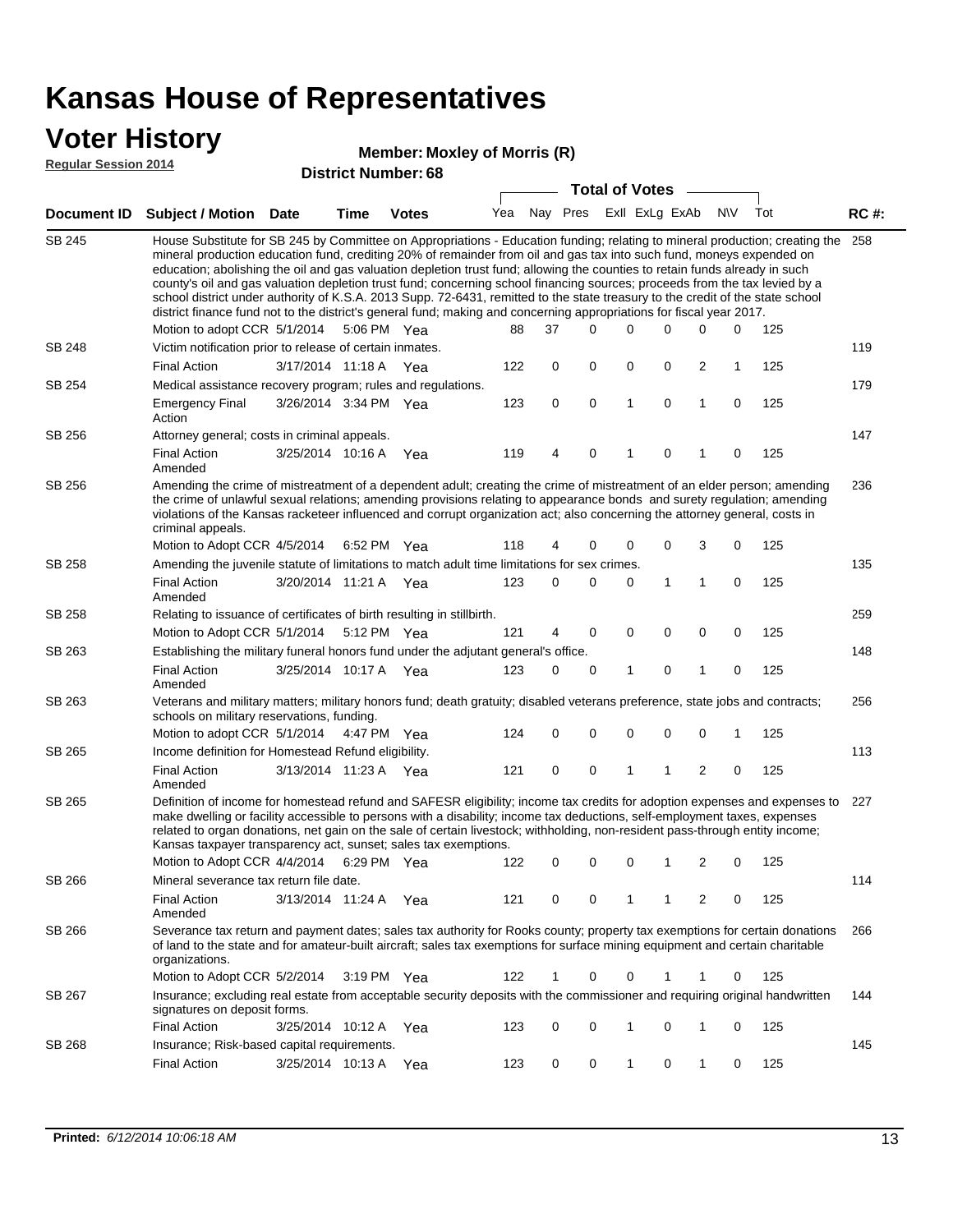# Kansas House of Representatives

## Voter History

**Regular Session 2014**

**Member: Moxley of Morris (R)**

**District Number: 68**

| Document ID | Subject / Motion | Date | Time | Votes | Yea | Nay | Pres | ExII | ExLg | ExAb | N\V | Tot | RC #: |
|---|---|---|---|---|---|---|---|---|---|---|---|---|---|
| SB 245 | House Substitute for SB 245 by Committee on Appropriations - Education funding; relating to mineral production; creating the mineral production education fund, crediting 20% of remainder from oil and gas tax into such fund, moneys expended on education; abolishing the oil and gas valuation depletion trust fund; allowing the counties to retain funds already in such county's oil and gas valuation depletion trust fund; concerning school financing sources; proceeds from the tax levied by a school district under authority of K.S.A. 2013 Supp. 72-6431, remitted to the state treasury to the credit of the state school district finance fund not to the district's general fund; making and concerning appropriations for fiscal year 2017. | | | | | | | | | | | | 258 |
| | Motion to adopt CCR | 5/1/2014 | 5:06 PM | Yea | 88 | 37 | 0 | 0 | 0 | 0 | 0 | 125 | |
| SB 248 | Victim notification prior to release of certain inmates. | | | | | | | | | | | | 119 |
| | Final Action | 3/17/2014 | 11:18 A | Yea | 122 | 0 | 0 | 0 | 0 | 2 | 1 | 125 | |
| SB 254 | Medical assistance recovery program; rules and regulations. | | | | | | | | | | | | 179 |
| | Emergency Final Action | 3/26/2014 | 3:34 PM | Yea | 123 | 0 | 0 | 1 | 0 | 1 | 0 | 125 | |
| SB 256 | Attorney general; costs in criminal appeals. | | | | | | | | | | | | 147 |
| | Final Action Amended | 3/25/2014 | 10:16 A | Yea | 119 | 4 | 0 | 1 | 0 | 1 | 0 | 125 | |
| SB 256 | Amending the crime of mistreatment of a dependent adult; creating the crime of mistreatment of an elder person; amending the crime of unlawful sexual relations; amending provisions relating to appearance bonds and surety regulation; amending violations of the Kansas racketeer influenced and corrupt organization act; also concerning the attorney general, costs in criminal appeals. | | | | | | | | | | | | 236 |
| | Motion to Adopt CCR | 4/5/2014 | 6:52 PM | Yea | 118 | 4 | 0 | 0 | 0 | 3 | 0 | 125 | |
| SB 258 | Amending the juvenile statute of limitations to match adult time limitations for sex crimes. | | | | | | | | | | | | 135 |
| | Final Action Amended | 3/20/2014 | 11:21 A | Yea | 123 | 0 | 0 | 0 | 1 | 1 | 0 | 125 | |
| SB 258 | Relating to issuance of certificates of birth resulting in stillbirth. | | | | | | | | | | | | 259 |
| | Motion to Adopt CCR | 5/1/2014 | 5:12 PM | Yea | 121 | 4 | 0 | 0 | 0 | 0 | 0 | 125 | |
| SB 263 | Establishing the military funeral honors fund under the adjutant general's office. | | | | | | | | | | | | 148 |
| | Final Action Amended | 3/25/2014 | 10:17 A | Yea | 123 | 0 | 0 | 1 | 0 | 1 | 0 | 125 | |
| SB 263 | Veterans and military matters; military honors fund; death gratuity; disabled veterans preference, state jobs and contracts; schools on military reservations, funding. | | | | | | | | | | | | 256 |
| | Motion to adopt CCR | 5/1/2014 | 4:47 PM | Yea | 124 | 0 | 0 | 0 | 0 | 0 | 1 | 125 | |
| SB 265 | Income definition for Homestead Refund eligibility. | | | | | | | | | | | | 113 |
| | Final Action Amended | 3/13/2014 | 11:23 A | Yea | 121 | 0 | 0 | 1 | 1 | 2 | 0 | 125 | |
| SB 265 | Definition of income for homestead refund and SAFESR eligibility; income tax credits for adoption expenses and expenses to make dwelling or facility accessible to persons with a disability; income tax deductions, self-employment taxes, expenses related to organ donations, net gain on the sale of certain livestock; withholding, non-resident pass-through entity income; Kansas taxpayer transparency act, sunset; sales tax exemptions. | | | | | | | | | | | | 227 |
| | Motion to Adopt CCR | 4/4/2014 | 6:29 PM | Yea | 122 | 0 | 0 | 0 | 1 | 2 | 0 | 125 | |
| SB 266 | Mineral severance tax return file date. | | | | | | | | | | | | 114 |
| | Final Action Amended | 3/13/2014 | 11:24 A | Yea | 121 | 0 | 0 | 1 | 1 | 2 | 0 | 125 | |
| SB 266 | Severance tax return and payment dates; sales tax authority for Rooks county; property tax exemptions for certain donations of land to the state and for amateur-built aircraft; sales tax exemptions for surface mining equipment and certain charitable organizations. | | | | | | | | | | | | 266 |
| | Motion to Adopt CCR | 5/2/2014 | 3:19 PM | Yea | 122 | 1 | 0 | 0 | 1 | 1 | 0 | 125 | |
| SB 267 | Insurance; excluding real estate from acceptable security deposits with the commissioner and requiring original handwritten signatures on deposit forms. | | | | | | | | | | | | 144 |
| | Final Action | 3/25/2014 | 10:12 A | Yea | 123 | 0 | 0 | 1 | 0 | 1 | 0 | 125 | |
| SB 268 | Insurance; Risk-based capital requirements. | | | | | | | | | | | | 145 |
| | Final Action | 3/25/2014 | 10:13 A | Yea | 123 | 0 | 0 | 1 | 0 | 1 | 0 | 125 | |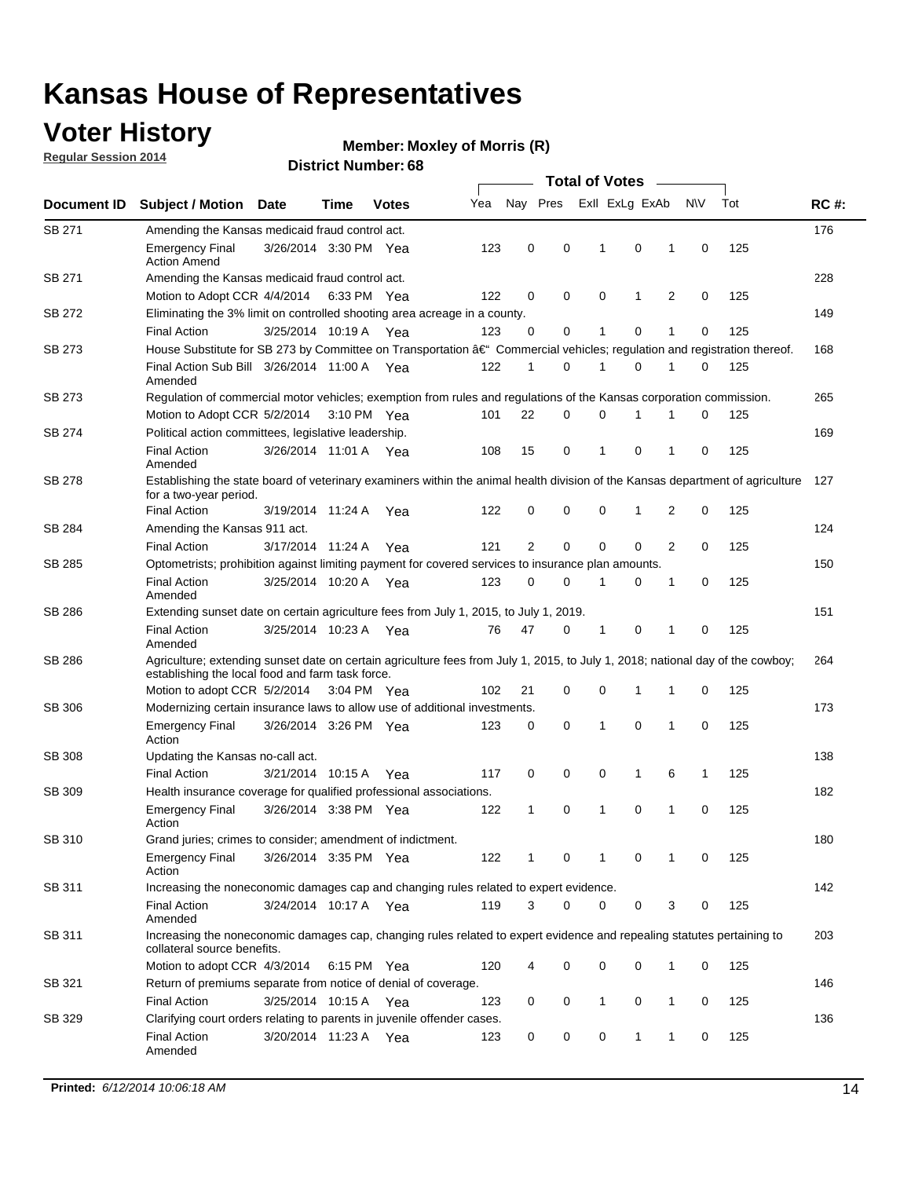# Kansas House of Representatives

## Voter History

**Regular Session 2014**

**Member: Moxley of Morris (R)**

**District Number: 68**

| Document ID | Subject / Motion | Date | Time | Votes | Yea | Nay | Pres | ExII | ExLg | ExAb | N\V | Tot | RC #: |
|---|---|---|---|---|---|---|---|---|---|---|---|---|---|
| SB 271 | Amending the Kansas medicaid fraud control act. | | | | | | | | | | | | 176 |
| | Emergency Final Action Amend | 3/26/2014 | 3:30 PM | Yea | 123 | 0 | 0 | 1 | 0 | 1 | 0 | 125 | |
| SB 271 | Amending the Kansas medicaid fraud control act. | | | | | | | | | | | | 228 |
| | Motion to Adopt CCR | 4/4/2014 | 6:33 PM | Yea | 122 | 0 | 0 | 0 | 1 | 2 | 0 | 125 | |
| SB 272 | Eliminating the 3% limit on controlled shooting area acreage in a county. | | | | | | | | | | | | 149 |
| | Final Action | 3/25/2014 | 10:19 A | Yea | 123 | 0 | 0 | 1 | 0 | 1 | 0 | 125 | |
| SB 273 | House Substitute for SB 273 by Committee on Transportation â€“ Commercial vehicles; regulation and registration thereof. | | | | | | | | | | | | 168 |
| | Final Action Sub Bill Amended | 3/26/2014 | 11:00 A | Yea | 122 | 1 | 0 | 1 | 0 | 1 | 0 | 125 | |
| SB 273 | Regulation of commercial motor vehicles; exemption from rules and regulations of the Kansas corporation commission. | | | | | | | | | | | | 265 |
| | Motion to Adopt CCR | 5/2/2014 | 3:10 PM | Yea | 101 | 22 | 0 | 0 | 1 | 1 | 0 | 125 | |
| SB 274 | Political action committees, legislative leadership. | | | | | | | | | | | | 169 |
| | Final Action Amended | 3/26/2014 | 11:01 A | Yea | 108 | 15 | 0 | 1 | 0 | 1 | 0 | 125 | |
| SB 278 | Establishing the state board of veterinary examiners within the animal health division of the Kansas department of agriculture for a two-year period. | | | | | | | | | | | | 127 |
| | Final Action | 3/19/2014 | 11:24 A | Yea | 122 | 0 | 0 | 0 | 1 | 2 | 0 | 125 | |
| SB 284 | Amending the Kansas 911 act. | | | | | | | | | | | | 124 |
| | Final Action | 3/17/2014 | 11:24 A | Yea | 121 | 2 | 0 | 0 | 0 | 2 | 0 | 125 | |
| SB 285 | Optometrists; prohibition against limiting payment for covered services to insurance plan amounts. | | | | | | | | | | | | 150 |
| | Final Action Amended | 3/25/2014 | 10:20 A | Yea | 123 | 0 | 0 | 1 | 0 | 1 | 0 | 125 | |
| SB 286 | Extending sunset date on certain agriculture fees from July 1, 2015, to July 1, 2019. | | | | | | | | | | | | 151 |
| | Final Action Amended | 3/25/2014 | 10:23 A | Yea | 76 | 47 | 0 | 1 | 0 | 1 | 0 | 125 | |
| SB 286 | Agriculture; extending sunset date on certain agriculture fees from July 1, 2015, to July 1, 2018; national day of the cowboy; establishing the local food and farm task force. | | | | | | | | | | | | 264 |
| | Motion to adopt CCR | 5/2/2014 | 3:04 PM | Yea | 102 | 21 | 0 | 0 | 1 | 1 | 0 | 125 | |
| SB 306 | Modernizing certain insurance laws to allow use of additional investments. | | | | | | | | | | | | 173 |
| | Emergency Final Action | 3/26/2014 | 3:26 PM | Yea | 123 | 0 | 0 | 1 | 0 | 1 | 0 | 125 | |
| SB 308 | Updating the Kansas no-call act. | | | | | | | | | | | | 138 |
| | Final Action | 3/21/2014 | 10:15 A | Yea | 117 | 0 | 0 | 0 | 1 | 6 | 1 | 125 | |
| SB 309 | Health insurance coverage for qualified professional associations. | | | | | | | | | | | | 182 |
| | Emergency Final Action | 3/26/2014 | 3:38 PM | Yea | 122 | 1 | 0 | 1 | 0 | 1 | 0 | 125 | |
| SB 310 | Grand juries; crimes to consider; amendment of indictment. | | | | | | | | | | | | 180 |
| | Emergency Final Action | 3/26/2014 | 3:35 PM | Yea | 122 | 1 | 0 | 1 | 0 | 1 | 0 | 125 | |
| SB 311 | Increasing the noneconomic damages cap and changing rules related to expert evidence. | | | | | | | | | | | | 142 |
| | Final Action Amended | 3/24/2014 | 10:17 A | Yea | 119 | 3 | 0 | 0 | 0 | 3 | 0 | 125 | |
| SB 311 | Increasing the noneconomic damages cap, changing rules related to expert evidence and repealing statutes pertaining to collateral source benefits. | | | | | | | | | | | | 203 |
| | Motion to adopt CCR | 4/3/2014 | 6:15 PM | Yea | 120 | 4 | 0 | 0 | 0 | 1 | 0 | 125 | |
| SB 321 | Return of premiums separate from notice of denial of coverage. | | | | | | | | | | | | 146 |
| | Final Action | 3/25/2014 | 10:15 A | Yea | 123 | 0 | 0 | 1 | 0 | 1 | 0 | 125 | |
| SB 329 | Clarifying court orders relating to parents in juvenile offender cases. | | | | | | | | | | | | 136 |
| | Final Action Amended | 3/20/2014 | 11:23 A | Yea | 123 | 0 | 0 | 0 | 1 | 1 | 0 | 125 | |

**Printed:** *6/12/2014 10:06:18 AM*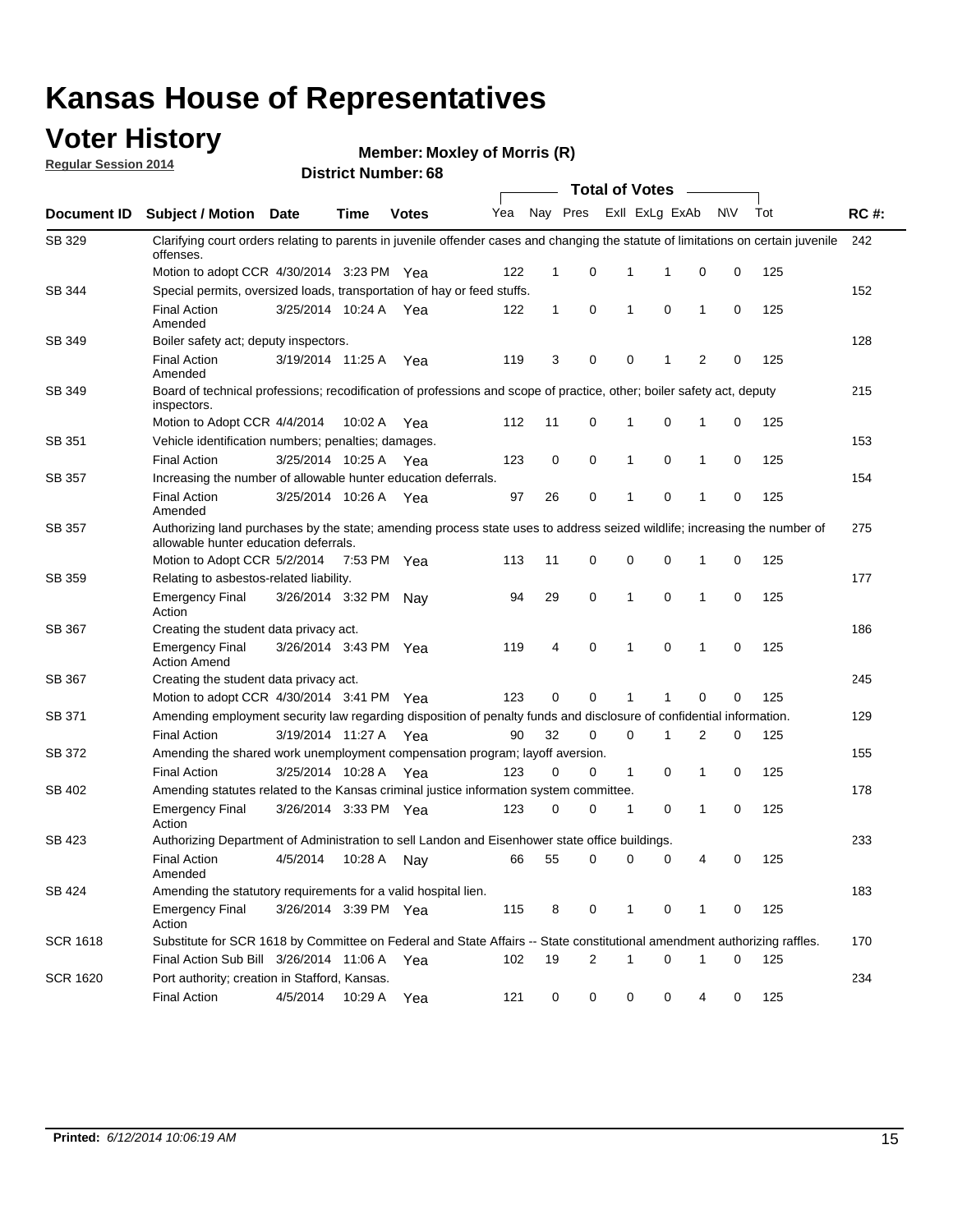# Kansas House of Representatives

## Voter History

**Regular Session 2014**

**Member: Moxley of Morris (R)**

**District Number: 68**

| Document ID | Subject / Motion | Date | Time | Votes | Yea | Nay | Pres | ExII | ExLg | ExAb | N\V | Tot | RC #: |
|---|---|---|---|---|---|---|---|---|---|---|---|---|---|
| SB 329 | Clarifying court orders relating to parents in juvenile offender cases and changing the statute of limitations on certain juvenile offenses. | | | | | | | | | | | | 242 |
| | Motion to adopt CCR | 4/30/2014 | 3:23 PM | Yea | 122 | 1 | 0 | 1 | 1 | 0 | 0 | 125 | |
| SB 344 | Special permits, oversized loads, transportation of hay or feed stuffs. | | | | | | | | | | | | 152 |
| | Final Action Amended | 3/25/2014 | 10:24 A | Yea | 122 | 1 | 0 | 1 | 0 | 1 | 0 | 125 | |
| SB 349 | Boiler safety act; deputy inspectors. | | | | | | | | | | | | 128 |
| | Final Action Amended | 3/19/2014 | 11:25 A | Yea | 119 | 3 | 0 | 0 | 1 | 2 | 0 | 125 | |
| SB 349 | Board of technical professions; recodification of professions and scope of practice, other; boiler safety act, deputy inspectors. | | | | | | | | | | | | 215 |
| | Motion to Adopt CCR | 4/4/2014 | 10:02 A | Yea | 112 | 11 | 0 | 1 | 0 | 1 | 0 | 125 | |
| SB 351 | Vehicle identification numbers; penalties; damages. | | | | | | | | | | | | 153 |
| | Final Action | 3/25/2014 | 10:25 A | Yea | 123 | 0 | 0 | 1 | 0 | 1 | 0 | 125 | |
| SB 357 | Increasing the number of allowable hunter education deferrals. | | | | | | | | | | | | 154 |
| | Final Action Amended | 3/25/2014 | 10:26 A | Yea | 97 | 26 | 0 | 1 | 0 | 1 | 0 | 125 | |
| SB 357 | Authorizing land purchases by the state; amending process state uses to address seized wildlife; increasing the number of allowable hunter education deferrals. | | | | | | | | | | | | 275 |
| | Motion to Adopt CCR | 5/2/2014 | 7:53 PM | Yea | 113 | 11 | 0 | 0 | 0 | 1 | 0 | 125 | |
| SB 359 | Relating to asbestos-related liability. | | | | | | | | | | | | 177 |
| | Emergency Final Action | 3/26/2014 | 3:32 PM | Nay | 94 | 29 | 0 | 1 | 0 | 1 | 0 | 125 | |
| SB 367 | Creating the student data privacy act. | | | | | | | | | | | | 186 |
| | Emergency Final Action Amend | 3/26/2014 | 3:43 PM | Yea | 119 | 4 | 0 | 1 | 0 | 1 | 0 | 125 | |
| SB 367 | Creating the student data privacy act. | | | | | | | | | | | | 245 |
| | Motion to adopt CCR | 4/30/2014 | 3:41 PM | Yea | 123 | 0 | 0 | 1 | 1 | 0 | 0 | 125 | |
| SB 371 | Amending employment security law regarding disposition of penalty funds and disclosure of confidential information. | | | | | | | | | | | | 129 |
| | Final Action | 3/19/2014 | 11:27 A | Yea | 90 | 32 | 0 | 0 | 1 | 2 | 0 | 125 | |
| SB 372 | Amending the shared work unemployment compensation program; layoff aversion. | | | | | | | | | | | | 155 |
| | Final Action | 3/25/2014 | 10:28 A | Yea | 123 | 0 | 0 | 1 | 0 | 1 | 0 | 125 | |
| SB 402 | Amending statutes related to the Kansas criminal justice information system committee. | | | | | | | | | | | | 178 |
| | Emergency Final Action | 3/26/2014 | 3:33 PM | Yea | 123 | 0 | 0 | 1 | 0 | 1 | 0 | 125 | |
| SB 423 | Authorizing Department of Administration to sell Landon and Eisenhower state office buildings. | | | | | | | | | | | | 233 |
| | Final Action Amended | 4/5/2014 | 10:28 A | Nay | 66 | 55 | 0 | 0 | 0 | 4 | 0 | 125 | |
| SB 424 | Amending the statutory requirements for a valid hospital lien. | | | | | | | | | | | | 183 |
| | Emergency Final Action | 3/26/2014 | 3:39 PM | Yea | 115 | 8 | 0 | 1 | 0 | 1 | 0 | 125 | |
| SCR 1618 | Substitute for SCR 1618 by Committee on Federal and State Affairs -- State constitutional amendment authorizing raffles. | | | | | | | | | | | | 170 |
| | Final Action Sub Bill | 3/26/2014 | 11:06 A | Yea | 102 | 19 | 2 | 1 | 0 | 1 | 0 | 125 | |
| SCR 1620 | Port authority; creation in Stafford, Kansas. | | | | | | | | | | | | 234 |
| | Final Action | 4/5/2014 | 10:29 A | Yea | 121 | 0 | 0 | 0 | 0 | 4 | 0 | 125 | |

**Printed:** *6/12/2014 10:06:19 AM*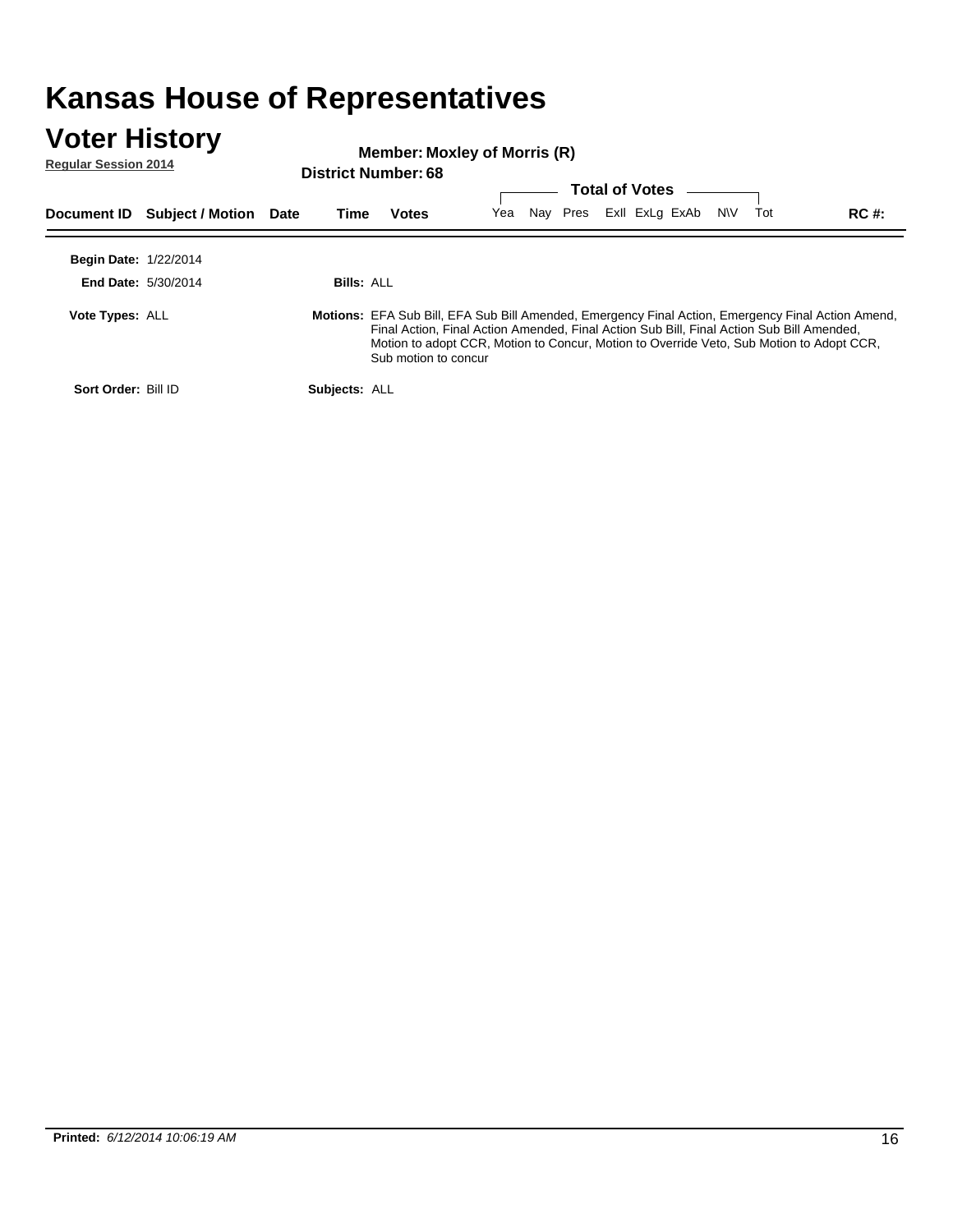# Kansas House of Representatives

## Voter History

**Regular Session 2014**

**Member: Moxley of Morris (R)**

**District Number: 68**

| Document ID | Subject / Motion | Date | Time | Votes | Yea | Nay | Pres | ExII | ExLg | ExAb | N\V | Tot | RC #: |
|---|---|---|---|---|---|---|---|---|---|---|---|---|---|

**Begin Date:** 1/22/2014

**End Date:** 5/30/2014

**Bills:** ALL

**Vote Types:** ALL

**Motions:** EFA Sub Bill, EFA Sub Bill Amended, Emergency Final Action, Emergency Final Action Amend, Final Action, Final Action Amended, Final Action Sub Bill, Final Action Sub Bill Amended, Motion to adopt CCR, Motion to Concur, Motion to Override Veto, Sub Motion to Adopt CCR, Sub motion to concur

**Sort Order:** Bill ID

**Subjects:** ALL

**Printed:** *6/12/2014 10:06:19 AM*